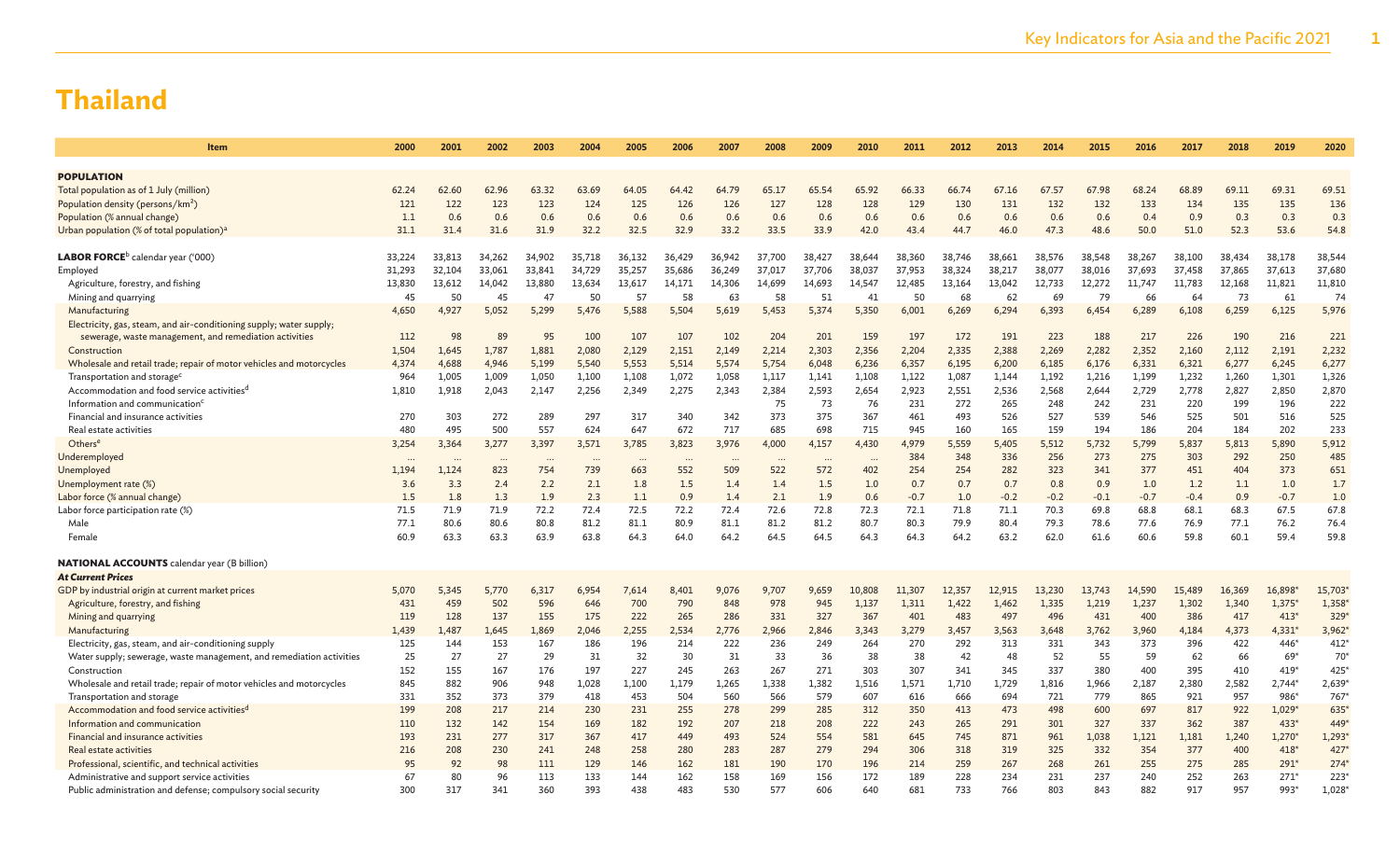# Thailand

| Item | 2000 | 2001 | 2002 | 2003 | 2004 | 2005 | 2006 | 2007 | 2008 | 2009 | 2010 | 2011 | 2012 | 2013 | 2014 | 2015 | 2016 | 2017 | 2018 | 2019 | 2020 |
|---|---|---|---|---|---|---|---|---|---|---|---|---|---|---|---|---|---|---|---|---|---|
| **POPULATION** | | | | | | | | | | | | | | | | | | | | | |
| Total population as of 1 July (million) | 62.24 | 62.60 | 62.96 | 63.32 | 63.69 | 64.05 | 64.42 | 64.79 | 65.17 | 65.54 | 65.92 | 66.33 | 66.74 | 67.16 | 67.57 | 67.98 | 68.24 | 68.89 | 69.11 | 69.31 | 69.51 |
| Population density (persons/km²) | 121 | 122 | 123 | 123 | 124 | 125 | 126 | 126 | 127 | 128 | 128 | 129 | 130 | 131 | 132 | 132 | 133 | 134 | 135 | 135 | 136 |
| Population (% annual change) | 1.1 | 0.6 | 0.6 | 0.6 | 0.6 | 0.6 | 0.6 | 0.6 | 0.6 | 0.6 | 0.6 | 0.6 | 0.6 | 0.6 | 0.6 | 0.6 | 0.4 | 0.9 | 0.3 | 0.3 | 0.3 |
| Urban population (% of total population)[a] | 31.1 | 31.4 | 31.6 | 31.9 | 32.2 | 32.5 | 32.9 | 33.2 | 33.5 | 33.9 | 42.0 | 43.4 | 44.7 | 46.0 | 47.3 | 48.6 | 50.0 | 51.0 | 52.3 | 53.6 | 54.8 |
| **LABOR FORCE**[b] calendar year ('000) | 33,224 | 33,813 | 34,262 | 34,902 | 35,718 | 36,132 | 36,429 | 36,942 | 37,700 | 38,427 | 38,644 | 38,360 | 38,746 | 38,661 | 38,576 | 38,548 | 38,267 | 38,100 | 38,434 | 38,178 | 38,544 |
| Employed | 31,293 | 32,104 | 33,061 | 33,841 | 34,729 | 35,257 | 35,686 | 36,249 | 37,017 | 37,706 | 38,037 | 37,953 | 38,324 | 38,217 | 38,077 | 38,016 | 37,693 | 37,458 | 37,865 | 37,613 | 37,680 |
| Agriculture, forestry, and fishing | 13,830 | 13,612 | 14,042 | 13,880 | 13,634 | 13,617 | 14,171 | 14,306 | 14,699 | 14,693 | 14,547 | 12,485 | 13,164 | 13,042 | 12,733 | 12,272 | 11,747 | 11,783 | 12,168 | 11,821 | 11,810 |
| Mining and quarrying | 45 | 50 | 45 | 47 | 50 | 57 | 58 | 63 | 58 | 51 | 41 | 50 | 68 | 62 | 69 | 79 | 66 | 64 | 73 | 61 | 74 |
| Manufacturing | 4,650 | 4,927 | 5,052 | 5,299 | 5,476 | 5,588 | 5,504 | 5,619 | 5,453 | 5,374 | 5,350 | 6,001 | 6,269 | 6,294 | 6,393 | 6,454 | 6,289 | 6,108 | 6,259 | 6,125 | 5,976 |
| Electricity, gas, steam, and air-conditioning supply; water supply; sewerage, waste management, and remediation activities | 112 | 98 | 89 | 95 | 100 | 107 | 107 | 102 | 204 | 201 | 159 | 197 | 172 | 191 | 223 | 188 | 217 | 226 | 190 | 216 | 221 |
| Construction | 1,504 | 1,645 | 1,787 | 1,881 | 2,080 | 2,129 | 2,151 | 2,149 | 2,214 | 2,303 | 2,356 | 2,204 | 2,335 | 2,388 | 2,269 | 2,282 | 2,352 | 2,160 | 2,112 | 2,191 | 2,232 |
| Wholesale and retail trade; repair of motor vehicles and motorcycles | 4,374 | 4,688 | 4,946 | 5,199 | 5,540 | 5,553 | 5,514 | 5,574 | 5,754 | 6,048 | 6,236 | 6,357 | 6,195 | 6,200 | 6,185 | 6,176 | 6,331 | 6,321 | 6,277 | 6,245 | 6,277 |
| Transportation and storage[c] | 964 | 1,005 | 1,009 | 1,050 | 1,100 | 1,108 | 1,072 | 1,058 | 1,117 | 1,141 | 1,108 | 1,122 | 1,087 | 1,144 | 1,192 | 1,216 | 1,199 | 1,232 | 1,260 | 1,301 | 1,326 |
| Accommodation and food service activities[d] | 1,810 | 1,918 | 2,043 | 2,147 | 2,256 | 2,349 | 2,275 | 2,343 | 2,384 | 2,593 | 2,654 | 2,923 | 2,551 | 2,536 | 2,568 | 2,644 | 2,729 | 2,778 | 2,827 | 2,850 | 2,870 |
| Information and communication[c] | | | | | | | | | 75 | 73 | 76 | 231 | 272 | 265 | 248 | 242 | 231 | 220 | 199 | 196 | 222 |
| Financial and insurance activities | 270 | 303 | 272 | 289 | 297 | 317 | 340 | 342 | 373 | 375 | 367 | 461 | 493 | 526 | 527 | 539 | 546 | 525 | 501 | 516 | 525 |
| Real estate activities | 480 | 495 | 500 | 557 | 624 | 647 | 672 | 717 | 685 | 698 | 715 | 945 | 160 | 165 | 159 | 194 | 186 | 204 | 184 | 202 | 233 |
| Others[e] | 3,254 | 3,364 | 3,277 | 3,397 | 3,571 | 3,785 | 3,823 | 3,976 | 4,000 | 4,157 | 4,430 | 4,979 | 5,559 | 5,405 | 5,512 | 5,732 | 5,799 | 5,837 | 5,813 | 5,890 | 5,912 |
| Underemployed | ... | ... | ... | ... | ... | ... | ... | ... | ... | ... | ... | 384 | 348 | 336 | 256 | 273 | 275 | 303 | 292 | 250 | 485 |
| Unemployed | 1,194 | 1,124 | 823 | 754 | 739 | 663 | 552 | 509 | 522 | 572 | 402 | 254 | 254 | 282 | 323 | 341 | 377 | 451 | 404 | 373 | 651 |
| Unemployment rate (%) | 3.6 | 3.3 | 2.4 | 2.2 | 2.1 | 1.8 | 1.5 | 1.4 | 1.4 | 1.5 | 1.0 | 0.7 | 0.7 | 0.7 | 0.8 | 0.9 | 1.0 | 1.2 | 1.1 | 1.0 | 1.7 |
| Labor force (% annual change) | 1.5 | 1.8 | 1.3 | 1.9 | 2.3 | 1.1 | 0.9 | 1.4 | 2.1 | 1.9 | 0.6 | -0.7 | 1.0 | -0.2 | -0.2 | -0.1 | -0.7 | -0.4 | 0.9 | -0.7 | 1.0 |
| Labor force participation rate (%) | 71.5 | 71.9 | 71.9 | 72.2 | 72.4 | 72.5 | 72.2 | 72.4 | 72.6 | 72.8 | 72.3 | 72.1 | 71.8 | 71.1 | 70.3 | 69.8 | 68.8 | 68.1 | 68.3 | 67.5 | 67.8 |
| Male | 77.1 | 80.6 | 80.6 | 80.8 | 81.2 | 81.1 | 80.9 | 81.1 | 81.2 | 81.2 | 80.7 | 80.3 | 79.9 | 80.4 | 79.3 | 78.6 | 77.6 | 76.9 | 77.1 | 76.2 | 76.4 |
| Female | 60.9 | 63.3 | 63.3 | 63.9 | 63.8 | 64.3 | 64.0 | 64.2 | 64.5 | 64.5 | 64.3 | 64.3 | 64.2 | 63.2 | 62.0 | 61.6 | 60.6 | 59.8 | 60.1 | 59.4 | 59.8 |
| **NATIONAL ACCOUNTS** calendar year (B billion) | | | | | | | | | | | | | | | | | | | | | |
| ***At Current Prices*** | | | | | | | | | | | | | | | | | | | | | |
| GDP by industrial origin at current market prices | 5,070 | 5,345 | 5,770 | 6,317 | 6,954 | 7,614 | 8,401 | 9,076 | 9,707 | 9,659 | 10,808 | 11,307 | 12,357 | 12,915 | 13,230 | 13,743 | 14,590 | 15,489 | 16,369 | 16,898* | 15,703* |
| Agriculture, forestry, and fishing | 431 | 459 | 502 | 596 | 646 | 700 | 790 | 848 | 978 | 945 | 1,137 | 1,311 | 1,422 | 1,462 | 1,335 | 1,219 | 1,237 | 1,302 | 1,340 | 1,375* | 1,358* |
| Mining and quarrying | 119 | 128 | 137 | 155 | 175 | 222 | 265 | 286 | 331 | 327 | 367 | 401 | 483 | 497 | 496 | 431 | 400 | 386 | 417 | 413* | 329* |
| Manufacturing | 1,439 | 1,487 | 1,645 | 1,869 | 2,046 | 2,255 | 2,534 | 2,776 | 2,966 | 2,846 | 3,343 | 3,279 | 3,457 | 3,563 | 3,648 | 3,762 | 3,960 | 4,184 | 4,373 | 4,331* | 3,962* |
| Electricity, gas, steam, and air-conditioning supply | 125 | 144 | 153 | 167 | 186 | 196 | 214 | 222 | 236 | 249 | 264 | 270 | 292 | 313 | 331 | 343 | 373 | 396 | 422 | 446* | 412* |
| Water supply; sewerage, waste management, and remediation activities | 25 | 27 | 27 | 29 | 31 | 32 | 30 | 31 | 33 | 36 | 38 | 38 | 42 | 48 | 52 | 55 | 59 | 62 | 66 | 69* | 70* |
| Construction | 152 | 155 | 167 | 176 | 197 | 227 | 245 | 263 | 267 | 271 | 303 | 307 | 341 | 345 | 337 | 380 | 400 | 395 | 410 | 419* | 425* |
| Wholesale and retail trade; repair of motor vehicles and motorcycles | 845 | 882 | 906 | 948 | 1,028 | 1,100 | 1,179 | 1,265 | 1,338 | 1,382 | 1,516 | 1,571 | 1,710 | 1,729 | 1,816 | 1,966 | 2,187 | 2,380 | 2,582 | 2,744* | 2,639* |
| Transportation and storage | 331 | 352 | 373 | 379 | 418 | 453 | 504 | 560 | 566 | 579 | 607 | 616 | 666 | 694 | 721 | 779 | 865 | 921 | 957 | 986* | 767* |
| Accommodation and food service activities[d] | 199 | 208 | 217 | 214 | 230 | 231 | 255 | 278 | 299 | 285 | 312 | 350 | 413 | 473 | 498 | 600 | 697 | 817 | 922 | 1,029* | 635* |
| Information and communication | 110 | 132 | 142 | 154 | 169 | 182 | 192 | 207 | 218 | 208 | 222 | 243 | 265 | 291 | 301 | 327 | 337 | 362 | 387 | 433* | 449* |
| Financial and insurance activities | 193 | 231 | 277 | 317 | 367 | 417 | 449 | 493 | 524 | 554 | 581 | 645 | 745 | 871 | 961 | 1,038 | 1,121 | 1,181 | 1,240 | 1,270* | 1,293* |
| Real estate activities | 216 | 208 | 230 | 241 | 248 | 258 | 280 | 283 | 287 | 279 | 294 | 306 | 318 | 319 | 325 | 332 | 354 | 377 | 400 | 418* | 427* |
| Professional, scientific, and technical activities | 95 | 92 | 98 | 111 | 129 | 146 | 162 | 181 | 190 | 170 | 196 | 214 | 259 | 267 | 268 | 261 | 255 | 275 | 285 | 291* | 274* |
| Administrative and support service activities | 67 | 80 | 96 | 113 | 133 | 144 | 162 | 158 | 169 | 156 | 172 | 189 | 228 | 234 | 231 | 237 | 240 | 252 | 263 | 271* | 223* |
| Public administration and defense; compulsory social security | 300 | 317 | 341 | 360 | 393 | 438 | 483 | 530 | 577 | 606 | 640 | 681 | 733 | 766 | 803 | 843 | 882 | 917 | 957 | 993* | 1,028* |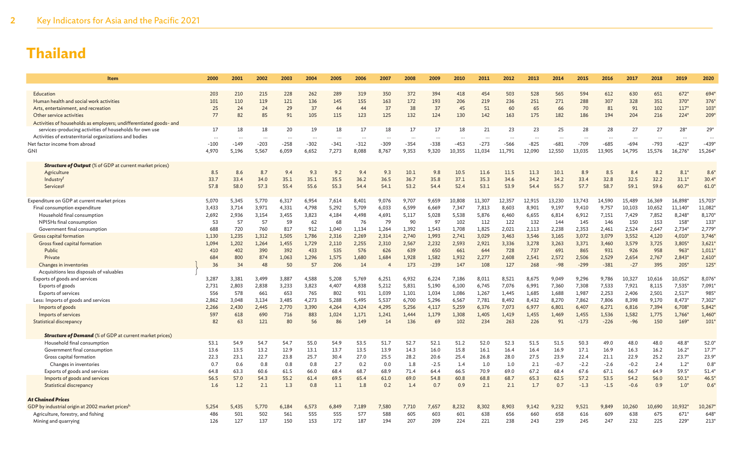# Thailand

| Item | 2000 | 2001 | 2002 | 2003 | 2004 | 2005 | 2006 | 2007 | 2008 | 2009 | 2010 | 2011 | 2012 | 2013 | 2014 | 2015 | 2016 | 2017 | 2018 | 2019 | 2020 |
|---|---|---|---|---|---|---|---|---|---|---|---|---|---|---|---|---|---|---|---|---|---|
| Education | 203 | 210 | 215 | 228 | 262 | 289 | 319 | 350 | 372 | 394 | 418 | 454 | 503 | 528 | 565 | 594 | 612 | 630 | 651 | 672* | 694* |
| Human health and social work activities | 101 | 110 | 119 | 121 | 136 | 145 | 155 | 163 | 172 | 193 | 206 | 219 | 236 | 251 | 271 | 288 | 307 | 328 | 351 | 370* | 376* |
| Arts, entertainment, and recreation | 25 | 24 | 24 | 29 | 37 | 44 | 44 | 37 | 38 | 37 | 45 | 51 | 60 | 65 | 66 | 70 | 81 | 91 | 102 | 117* | 103* |
| Other service activities | 77 | 82 | 85 | 91 | 105 | 115 | 123 | 125 | 132 | 124 | 130 | 142 | 163 | 175 | 182 | 186 | 194 | 204 | 216 | 224* | 209* |
| Activities of households as employers; undifferentiated goods- and services-producing activities of households for own use | 17 | 18 | 18 | 20 | 19 | 18 | 17 | 18 | 17 | 17 | 18 | 21 | 23 | 23 | 25 | 28 | 28 | 27 | 27 | 28* | 29* |
| Activities of extraterritorial organizations and bodies | ... | ... | ... | ... | ... | ... | ... | ... | ... | ... | ... | ... | ... | ... | ... | ... | ... | ... | ... | ... | ... |
| Net factor income from abroad | -100 | -149 | -203 | -258 | -302 | -341 | -312 | -309 | -354 | -338 | -453 | -273 | -566 | -825 | -681 | -709 | -685 | -694 | -793 | -623* | -439* |
| GNI | 4,970 | 5,196 | 5,567 | 6,059 | 6,652 | 7,273 | 8,088 | 8,767 | 9,353 | 9,320 | 10,355 | 11,034 | 11,791 | 12,090 | 12,550 | 13,035 | 13,905 | 14,795 | 15,576 | 16,276* | 15,264* |
| ***Structure of Output** (% of GDP at current market prices)* | | | | | | | | | | | | | | | | | | | | | |
| Agriculture | 8.5 | 8.6 | 8.7 | 9.4 | 9.3 | 9.2 | 9.4 | 9.3 | 10.1 | 9.8 | 10.5 | 11.6 | 11.5 | 11.3 | 10.1 | 8.9 | 8.5 | 8.4 | 8.2 | 8.1* | 8.6* |
| Industry[f] | 33.7 | 33.4 | 34.0 | 35.1 | 35.1 | 35.5 | 36.2 | 36.5 | 36.7 | 35.8 | 37.1 | 35.3 | 34.6 | 34.2 | 34.2 | 33.4 | 32.8 | 32.5 | 32.2 | 31.1* | 30.4* |
| Services[g] | 57.8 | 58.0 | 57.3 | 55.4 | 55.6 | 55.3 | 54.4 | 54.1 | 53.2 | 54.4 | 52.4 | 53.1 | 53.9 | 54.4 | 55.7 | 57.7 | 58.7 | 59.1 | 59.6 | 60.7* | 61.0* |
| Expenditure on GDP at current market prices | 5,070 | 5,345 | 5,770 | 6,317 | 6,954 | 7,614 | 8,401 | 9,076 | 9,707 | 9,659 | 10,808 | 11,307 | 12,357 | 12,915 | 13,230 | 13,743 | 14,590 | 15,489 | 16,369 | 16,898* | 15,703* |
| Final consumption expenditure | 3,433 | 3,714 | 3,971 | 4,331 | 4,798 | 5,292 | 5,709 | 6,033 | 6,599 | 6,669 | 7,347 | 7,813 | 8,603 | 8,901 | 9,197 | 9,410 | 9,757 | 10,103 | 10,652 | 11,140* | 11,082* |
| Household final consumption | 2,692 | 2,936 | 3,154 | 3,455 | 3,823 | 4,184 | 4,498 | 4,691 | 5,117 | 5,028 | 5,538 | 5,876 | 6,460 | 6,655 | 6,814 | 6,912 | 7,151 | 7,429 | 7,852 | 8,248* | 8,170* |
| NPISHs final consumption | 53 | 57 | 57 | 59 | 62 | 68 | 76 | 79 | 90 | 97 | 102 | 112 | 122 | 132 | 144 | 145 | 146 | 150 | 153 | 158* | 133* |
| Government final consumption | 688 | 720 | 760 | 817 | 912 | 1,040 | 1,134 | 1,264 | 1,392 | 1,543 | 1,708 | 1,825 | 2,021 | 2,113 | 2,238 | 2,353 | 2,461 | 2,524 | 2,647 | 2,734* | 2,779* |
| Gross capital formation | 1,130 | 1,235 | 1,312 | 1,505 | 1,786 | 2,316 | 2,269 | 2,314 | 2,740 | 1,993 | 2,741 | 3,029 | 3,463 | 3,546 | 3,165 | 3,072 | 3,079 | 3,552 | 4,120 | 4,010* | 3,746* |
| Gross fixed capital formation | 1,094 | 1,202 | 1,264 | 1,455 | 1,729 | 2,110 | 2,255 | 2,310 | 2,567 | 2,232 | 2,593 | 2,921 | 3,336 | 3,278 | 3,263 | 3,371 | 3,460 | 3,579 | 3,725 | 3,805* | 3,621* |
| Public | 410 | 402 | 390 | 392 | 433 | 535 | 576 | 626 | 639 | 650 | 661 | 644 | 728 | 737 | 691 | 865 | 931 | 926 | 958 | 963* | 1,011* |
| Private | 684 | 800 | 874 | 1,063 | 1,296 | 1,575 | 1,680 | 1,684 | 1,928 | 1,582 | 1,932 | 2,277 | 2,608 | 2,541 | 2,572 | 2,506 | 2,529 | 2,654 | 2,767 | 2,843* | 2,610* |
| Changes in inventories / Acquisitions less disposals of valuables | 36 | 34 | 48 | 50 | 57 | 206 | 14 | 4 | 173 | -239 | 147 | 108 | 127 | 268 | -98 | -299 | -381 | -27 | 395 | 205* | 125* |
| Exports of goods and services | 3,287 | 3,381 | 3,499 | 3,887 | 4,588 | 5,208 | 5,769 | 6,251 | 6,932 | 6,224 | 7,186 | 8,011 | 8,521 | 8,675 | 9,049 | 9,296 | 9,786 | 10,327 | 10,616 | 10,052* | 8,076* |
| Exports of goods | 2,731 | 2,803 | 2,838 | 3,233 | 3,823 | 4,407 | 4,838 | 5,212 | 5,831 | 5,190 | 6,100 | 6,745 | 7,076 | 6,991 | 7,360 | 7,308 | 7,533 | 7,921 | 8,115 | 7,535* | 7,091* |
| Exports of services | 556 | 578 | 661 | 653 | 765 | 802 | 931 | 1,039 | 1,101 | 1,034 | 1,086 | 1,267 | 1,445 | 1,685 | 1,688 | 1,987 | 2,253 | 2,406 | 2,501 | 2,517* | 985* |
| Less: Imports of goods and services | 2,862 | 3,048 | 3,134 | 3,485 | 4,273 | 5,288 | 5,495 | 5,537 | 6,700 | 5,296 | 6,567 | 7,781 | 8,492 | 8,432 | 8,270 | 7,862 | 7,806 | 8,398 | 9,170 | 8,473* | 7,302* |
| Imports of goods | 2,266 | 2,430 | 2,445 | 2,770 | 3,390 | 4,264 | 4,324 | 4,295 | 5,256 | 4,117 | 5,259 | 6,376 | 7,073 | 6,977 | 6,801 | 6,407 | 6,271 | 6,816 | 7,394 | 6,708* | 5,842* |
| Imports of services | 597 | 618 | 690 | 716 | 883 | 1,024 | 1,171 | 1,241 | 1,444 | 1,179 | 1,308 | 1,405 | 1,419 | 1,455 | 1,469 | 1,455 | 1,536 | 1,582 | 1,775 | 1,766* | 1,460* |
| Statistical discrepancy | 82 | 63 | 121 | 80 | 56 | 86 | 149 | 14 | 136 | 69 | 102 | 234 | 263 | 226 | 91 | -173 | -226 | -96 | 150 | 169* | 101* |
| ***Structure of Demand** (% of GDP at current market prices)* | | | | | | | | | | | | | | | | | | | | | |
| Household final consumption | 53.1 | 54.9 | 54.7 | 54.7 | 55.0 | 54.9 | 53.5 | 51.7 | 52.7 | 52.1 | 51.2 | 52.0 | 52.3 | 51.5 | 51.5 | 50.3 | 49.0 | 48.0 | 48.0 | 48.8* | 52.0* |
| Government final consumption | 13.6 | 13.5 | 13.2 | 12.9 | 13.1 | 13.7 | 13.5 | 13.9 | 14.3 | 16.0 | 15.8 | 16.1 | 16.4 | 16.4 | 16.9 | 17.1 | 16.9 | 16.3 | 16.2 | 16.2* | 17.7* |
| Gross capital formation | 22.3 | 23.1 | 22.7 | 23.8 | 25.7 | 30.4 | 27.0 | 25.5 | 28.2 | 20.6 | 25.4 | 26.8 | 28.0 | 27.5 | 23.9 | 22.4 | 21.1 | 22.9 | 25.2 | 23.7* | 23.9* |
| Changes in inventories | 0.7 | 0.6 | 0.8 | 0.8 | 0.8 | 2.7 | 0.2 | 0.0 | 1.8 | -2.5 | 1.4 | 1.0 | 1.0 | 2.1 | -0.7 | -2.2 | -2.6 | -0.2 | 2.4 | 1.2* | 0.8* |
| Exports of goods and services | 64.8 | 63.3 | 60.6 | 61.5 | 66.0 | 68.4 | 68.7 | 68.9 | 71.4 | 64.4 | 66.5 | 70.9 | 69.0 | 67.2 | 68.4 | 67.6 | 67.1 | 66.7 | 64.9 | 59.5* | 51.4* |
| Imports of goods and services | 56.5 | 57.0 | 54.3 | 55.2 | 61.4 | 69.5 | 65.4 | 61.0 | 69.0 | 54.8 | 60.8 | 68.8 | 68.7 | 65.3 | 62.5 | 57.2 | 53.5 | 54.2 | 56.0 | 50.1* | 46.5* |
| Statistical discrepancy | 1.6 | 1.2 | 2.1 | 1.3 | 0.8 | 1.1 | 1.8 | 0.2 | 1.4 | 0.7 | 0.9 | 2.1 | 2.1 | 1.7 | 0.7 | -1.3 | -1.5 | -0.6 | 0.9 | 1.0* | 0.6* |
| ***At Chained Prices*** | | | | | | | | | | | | | | | | | | | | | |
| GDP by industrial origin at 2002 market prices[h] | 5,254 | 5,435 | 5,770 | 6,184 | 6,573 | 6,849 | 7,189 | 7,580 | 7,710 | 7,657 | 8,232 | 8,302 | 8,903 | 9,142 | 9,232 | 9,521 | 9,849 | 10,260 | 10,690 | 10,932* | 10,267* |
| Agriculture, forestry, and fishing | 486 | 501 | 502 | 561 | 555 | 555 | 577 | 588 | 605 | 603 | 601 | 638 | 656 | 660 | 658 | 616 | 609 | 638 | 675 | 671* | 648* |
| Mining and quarrying | 126 | 127 | 137 | 150 | 153 | 172 | 187 | 194 | 207 | 209 | 224 | 221 | 238 | 243 | 239 | 245 | 247 | 232 | 225 | 229* | 213* |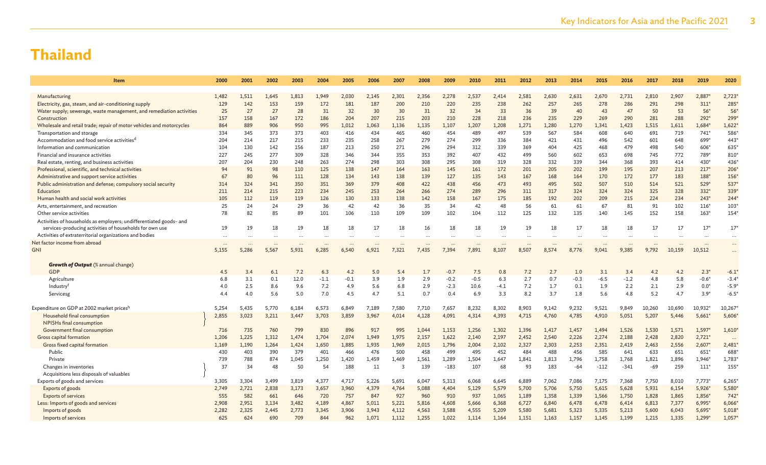# Thailand

| Item | 2000 | 2001 | 2002 | 2003 | 2004 | 2005 | 2006 | 2007 | 2008 | 2009 | 2010 | 2011 | 2012 | 2013 | 2014 | 2015 | 2016 | 2017 | 2018 | 2019 | 2020 |
|---|---|---|---|---|---|---|---|---|---|---|---|---|---|---|---|---|---|---|---|---|---|
| Manufacturing | 1,482 | 1,511 | 1,645 | 1,813 | 1,949 | 2,030 | 2,145 | 2,301 | 2,356 | 2,278 | 2,537 | 2,414 | 2,581 | 2,630 | 2,631 | 2,670 | 2,731 | 2,810 | 2,907 | 2,887* | 2,723* |
| Electricity, gas, steam, and air-conditioning supply | 129 | 142 | 153 | 159 | 172 | 181 | 187 | 200 | 210 | 220 | 235 | 238 | 262 | 257 | 265 | 278 | 286 | 291 | 298 | 311* | 285* |
| Water supply; sewerage, waste management, and remediation activities | 25 | 27 | 27 | 28 | 31 | 32 | 30 | 30 | 31 | 32 | 34 | 33 | 36 | 39 | 40 | 43 | 47 | 50 | 53 | 56* | 56* |
| Construction | 157 | 158 | 167 | 172 | 186 | 204 | 207 | 215 | 203 | 210 | 228 | 218 | 236 | 235 | 229 | 269 | 290 | 281 | 288 | 292* | 299* |
| Wholesale and retail trade; repair of motor vehicles and motorcycles | 864 | 889 | 906 | 950 | 995 | 1,012 | 1,063 | 1,136 | 1,135 | 1,107 | 1,207 | 1,208 | 1,271 | 1,280 | 1,270 | 1,341 | 1,423 | 1,515 | 1,611 | 1,684* | 1,622* |
| Transportation and storage | 334 | 345 | 373 | 373 | 403 | 416 | 434 | 465 | 460 | 454 | 489 | 497 | 539 | 567 | 584 | 608 | 640 | 691 | 719 | 741* | 586* |
| Accommodation and food service activities[d] | 204 | 214 | 217 | 215 | 233 | 235 | 258 | 267 | 279 | 274 | 299 | 336 | 384 | 421 | 431 | 496 | 542 | 601 | 648 | 699* | 443* |
| Information and communication | 104 | 130 | 142 | 156 | 187 | 213 | 250 | 271 | 296 | 294 | 312 | 339 | 369 | 404 | 425 | 468 | 479 | 498 | 540 | 606* | 635* |
| Financial and insurance activities | 227 | 245 | 277 | 309 | 328 | 346 | 344 | 355 | 353 | 392 | 407 | 432 | 499 | 560 | 602 | 653 | 698 | 745 | 772 | 789* | 810* |
| Real estate, renting, and business activities | 207 | 204 | 230 | 248 | 263 | 274 | 298 | 303 | 308 | 295 | 308 | 319 | 328 | 332 | 339 | 344 | 368 | 393 | 414 | 430* | 436* |
| Professional, scientific, and technical activities | 94 | 91 | 98 | 110 | 125 | 138 | 147 | 164 | 163 | 145 | 161 | 172 | 201 | 205 | 202 | 199 | 195 | 207 | 213 | 217* | 206* |
| Administrative and support service activities | 67 | 80 | 96 | 111 | 128 | 134 | 143 | 138 | 139 | 127 | 135 | 143 | 167 | 168 | 164 | 170 | 172 | 177 | 183 | 188* | 156* |
| Public administration and defense; compulsory social security | 314 | 324 | 341 | 350 | 351 | 369 | 379 | 408 | 422 | 438 | 456 | 473 | 493 | 495 | 502 | 507 | 510 | 514 | 521 | 529* | 537* |
| Education | 211 | 214 | 215 | 223 | 234 | 245 | 253 | 264 | 266 | 274 | 289 | 296 | 311 | 317 | 324 | 324 | 324 | 325 | 328 | 332* | 339* |
| Human health and social work activities | 105 | 112 | 119 | 119 | 126 | 130 | 133 | 138 | 142 | 158 | 167 | 175 | 185 | 192 | 202 | 209 | 215 | 224 | 234 | 243* | 244* |
| Arts, entertainment, and recreation | 25 | 24 | 24 | 29 | 36 | 42 | 42 | 36 | 35 | 34 | 42 | 48 | 56 | 61 | 61 | 67 | 81 | 91 | 102 | 116* | 103* |
| Other service activities | 78 | 82 | 85 | 89 | 101 | 106 | 110 | 109 | 109 | 102 | 104 | 112 | 125 | 132 | 135 | 140 | 145 | 152 | 158 | 163* | 154* |
| Activities of households as employers; undifferentiated goods- and services-producing activities of households for own use | 19 | 19 | 18 | 19 | 18 | 18 | 17 | 18 | 16 | 18 | 18 | 19 | 19 | 18 | 17 | 18 | 18 | 17 | 17 | 17* | 17* |
| Activities of extraterritorial organizations and bodies | ... | ... | ... | ... | ... | ... | ... | ... | ... | ... | ... | ... | ... | ... | ... | ... | ... | ... | ... | ... | ... |
| Net factor income from abroad | ... | ... | ... | ... | ... | ... | ... | ... | ... | ... | ... | ... | ... | ... | ... | ... | ... | ... | ... | ... | ... |
| GNI | 5,155 | 5,286 | 5,567 | 5,931 | 6,285 | 6,540 | 6,921 | 7,321 | 7,435 | 7,394 | 7,891 | 8,107 | 8,507 | 8,574 | 8,776 | 9,041 | 9,385 | 9,792 | 10,159 | 10,512 | ... |
| ***Growth of Output*** (% annual change) | | | | | | | | | | | | | | | | | | | | | |
| GDP | 4.5 | 3.4 | 6.1 | 7.2 | 6.3 | 4.2 | 5.0 | 5.4 | 1.7 | -0.7 | 7.5 | 0.8 | 7.2 | 2.7 | 1.0 | 3.1 | 3.4 | 4.2 | 4.2 | 2.3* | -6.1* |
| Agriculture | 6.8 | 3.1 | 0.1 | 12.0 | -1.1 | -0.1 | 3.9 | 1.9 | 2.9 | -0.2 | -0.5 | 6.3 | 2.7 | 0.7 | -0.3 | -6.5 | -1.2 | 4.8 | 5.8 | -0.6* | -3.4* |
| Industry[f] | 4.0 | 2.5 | 8.6 | 9.6 | 7.2 | 4.9 | 5.6 | 6.8 | 2.9 | -2.3 | 10.6 | -4.1 | 7.2 | 1.7 | 0.1 | 1.9 | 2.2 | 2.1 | 2.9 | 0.0* | -5.9* |
| Services[g] | 4.4 | 4.0 | 5.6 | 5.0 | 7.0 | 4.5 | 4.7 | 5.1 | 0.7 | 0.4 | 6.9 | 3.3 | 8.2 | 3.7 | 1.8 | 5.6 | 4.8 | 5.2 | 4.7 | 3.9* | -6.5* |
| Expenditure on GDP at 2002 market prices[h] | 5,254 | 5,435 | 5,770 | 6,184 | 6,573 | 6,849 | 7,189 | 7,580 | 7,710 | 7,657 | 8,232 | 8,302 | 8,903 | 9,142 | 9,232 | 9,521 | 9,849 | 10,260 | 10,690 | 10,932* | 10,267* |
| Household final consumption / NPISHs final consumption | 2,855 | 3,023 | 3,211 | 3,447 | 3,703 | 3,859 | 3,967 | 4,014 | 4,128 | 4,091 | 4,314 | 4,393 | 4,715 | 4,760 | 4,785 | 4,910 | 5,051 | 5,207 | 5,446 | 5,661* | 5,606* |
| Government final consumption | 716 | 735 | 760 | 799 | 830 | 896 | 917 | 995 | 1,044 | 1,153 | 1,256 | 1,302 | 1,396 | 1,417 | 1,457 | 1,494 | 1,526 | 1,530 | 1,571 | 1,597* | 1,610* |
| Gross capital formation | 1,206 | 1,225 | 1,312 | 1,474 | 1,704 | 2,074 | 1,949 | 1,975 | 2,157 | 1,622 | 2,140 | 2,197 | 2,452 | 2,540 | 2,226 | 2,274 | 2,188 | 2,428 | 2,820 | 2,721* | ... |
| Gross fixed capital formation | 1,169 | 1,190 | 1,264 | 1,424 | 1,650 | 1,885 | 1,935 | 1,969 | 2,015 | 1,796 | 2,004 | 2,102 | 2,327 | 2,303 | 2,253 | 2,351 | 2,419 | 2,463 | 2,556 | 2,607* | 2,481* |
| Public | 430 | 403 | 390 | 379 | 401 | 466 | 476 | 500 | 458 | 499 | 495 | 452 | 484 | 488 | 456 | 585 | 641 | 633 | 651 | 651* | 688* |
| Private | 739 | 788 | 874 | 1,045 | 1,250 | 1,420 | 1,459 | 1,469 | 1,561 | 1,289 | 1,504 | 1,647 | 1,841 | 1,813 | 1,796 | 1,758 | 1,768 | 1,821 | 1,896 | 1,946* | 1,783* |
| Changes in inventories / Acquisitions less disposals of valuables | 37 | 34 | 48 | 50 | 54 | 188 | 11 | 3 | 139 | -183 | 107 | 68 | 93 | 183 | -64 | -112 | -341 | -69 | 259 | 111* | 155* |
| Exports of goods and services | 3,305 | 3,304 | 3,499 | 3,819 | 4,377 | 4,717 | 5,226 | 5,691 | 6,047 | 5,313 | 6,068 | 6,645 | 6,889 | 7,062 | 7,086 | 7,175 | 7,368 | 7,750 | 8,010 | 7,773* | 6,265* |
| Exports of goods | 2,749 | 2,721 | 2,838 | 3,173 | 3,657 | 3,960 | 4,379 | 4,764 | 5,088 | 4,404 | 5,129 | 5,579 | 5,700 | 5,706 | 5,750 | 5,615 | 5,628 | 5,931 | 6,154 | 5,926* | 5,580* |
| Exports of services | 555 | 582 | 661 | 646 | 720 | 757 | 847 | 927 | 960 | 910 | 937 | 1,065 | 1,189 | 1,358 | 1,339 | 1,566 | 1,750 | 1,828 | 1,865 | 1,856* | 742* |
| Less: Imports of goods and services | 2,908 | 2,951 | 3,134 | 3,482 | 4,189 | 4,867 | 5,011 | 5,221 | 5,816 | 4,608 | 5,666 | 6,368 | 6,727 | 6,840 | 6,478 | 6,478 | 6,414 | 6,813 | 7,377 | 6,995* | 6,066* |
| Imports of goods | 2,282 | 2,325 | 2,445 | 2,773 | 3,345 | 3,906 | 3,943 | 4,112 | 4,563 | 3,588 | 4,555 | 5,209 | 5,580 | 5,681 | 5,323 | 5,335 | 5,213 | 5,600 | 6,043 | 5,695* | 5,018* |
| Imports of services | 625 | 624 | 690 | 709 | 844 | 962 | 1,071 | 1,112 | 1,255 | 1,022 | 1,114 | 1,164 | 1,151 | 1,163 | 1,157 | 1,145 | 1,199 | 1,215 | 1,335 | 1,299* | 1,057* |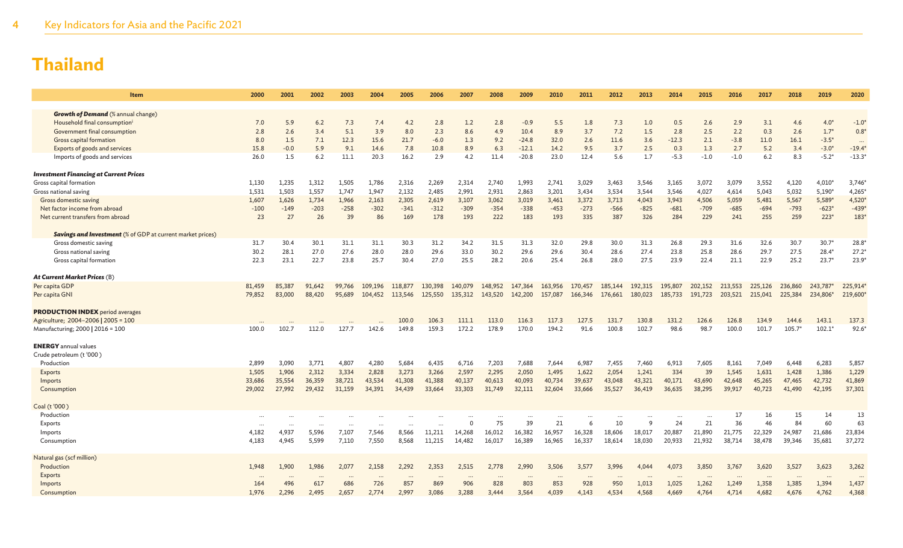# Thailand

| Item | 2000 | 2001 | 2002 | 2003 | 2004 | 2005 | 2006 | 2007 | 2008 | 2009 | 2010 | 2011 | 2012 | 2013 | 2014 | 2015 | 2016 | 2017 | 2018 | 2019 | 2020 |
|---|---|---|---|---|---|---|---|---|---|---|---|---|---|---|---|---|---|---|---|---|---|
| ***Growth of Demand*** *(% annual change)* | | | | | | | | | | | | | | | | | | | | | |
| Household final consumption[i] | 7.0 | 5.9 | 6.2 | 7.3 | 7.4 | 4.2 | 2.8 | 1.2 | 2.8 | -0.9 | 5.5 | 1.8 | 7.3 | 1.0 | 0.5 | 2.6 | 2.9 | 3.1 | 4.6 | 4.0* | -1.0* |
| Government final consumption | 2.8 | 2.6 | 3.4 | 5.1 | 3.9 | 8.0 | 2.3 | 8.6 | 4.9 | 10.4 | 8.9 | 3.7 | 7.2 | 1.5 | 2.8 | 2.5 | 2.2 | 0.3 | 2.6 | 1.7* | 0.8* |
| Gross capital formation | 8.0 | 1.5 | 7.1 | 12.3 | 15.6 | 21.7 | -6.0 | 1.3 | 9.2 | -24.8 | 32.0 | 2.6 | 11.6 | 3.6 | -12.3 | 2.1 | -3.8 | 11.0 | 16.1 | -3.5* | ... |
| Exports of goods and services | 15.8 | -0.0 | 5.9 | 9.1 | 14.6 | 7.8 | 10.8 | 8.9 | 6.3 | -12.1 | 14.2 | 9.5 | 3.7 | 2.5 | 0.3 | 1.3 | 2.7 | 5.2 | 3.4 | -3.0* | -19.4* |
| Imports of goods and services | 26.0 | 1.5 | 6.2 | 11.1 | 20.3 | 16.2 | 2.9 | 4.2 | 11.4 | -20.8 | 23.0 | 12.4 | 5.6 | 1.7 | -5.3 | -1.0 | -1.0 | 6.2 | 8.3 | -5.2* | -13.3* |
| ***Investment Financing at Current Prices*** | | | | | | | | | | | | | | | | | | | | | |
| Gross capital formation | 1,130 | 1,235 | 1,312 | 1,505 | 1,786 | 2,316 | 2,269 | 2,314 | 2,740 | 1,993 | 2,741 | 3,029 | 3,463 | 3,546 | 3,165 | 3,072 | 3,079 | 3,552 | 4,120 | 4,010* | 3,746* |
| Gross national saving | 1,531 | 1,503 | 1,557 | 1,747 | 1,947 | 2,132 | 2,485 | 2,991 | 2,931 | 2,863 | 3,201 | 3,434 | 3,534 | 3,544 | 3,546 | 4,027 | 4,614 | 5,043 | 5,032 | 5,190* | 4,265* |
| Gross domestic saving | 1,607 | 1,626 | 1,734 | 1,966 | 2,163 | 2,305 | 2,619 | 3,107 | 3,062 | 3,019 | 3,461 | 3,372 | 3,713 | 4,043 | 3,943 | 4,506 | 5,059 | 5,481 | 5,567 | 5,589* | 4,520* |
| Net factor income from abroad | -100 | -149 | -203 | -258 | -302 | -341 | -312 | -309 | -354 | -338 | -453 | -273 | -566 | -825 | -681 | -709 | -685 | -694 | -793 | -623* | -439* |
| Net current transfers from abroad | 23 | 27 | 26 | 39 | 86 | 169 | 178 | 193 | 222 | 183 | 193 | 335 | 387 | 326 | 284 | 229 | 241 | 255 | 259 | 223* | 183* |
| ***Savings and Investment*** *(% of GDP at current market prices)* | | | | | | | | | | | | | | | | | | | | | |
| Gross domestic saving | 31.7 | 30.4 | 30.1 | 31.1 | 31.1 | 30.3 | 31.2 | 34.2 | 31.5 | 31.3 | 32.0 | 29.8 | 30.0 | 31.3 | 26.8 | 29.3 | 31.6 | 32.6 | 30.7 | 30.7* | 28.8* |
| Gross national saving | 30.2 | 28.1 | 27.0 | 27.6 | 28.0 | 28.0 | 29.6 | 33.0 | 30.2 | 29.6 | 29.6 | 30.4 | 28.6 | 27.4 | 23.8 | 25.8 | 28.6 | 29.7 | 27.5 | 28.4* | 27.2* |
| Gross capital formation | 22.3 | 23.1 | 22.7 | 23.8 | 25.7 | 30.4 | 27.0 | 25.5 | 28.2 | 20.6 | 25.4 | 26.8 | 28.0 | 27.5 | 23.9 | 22.4 | 21.1 | 22.9 | 25.2 | 23.7* | 23.9* |
| ***At Current Market Prices*** (B) | | | | | | | | | | | | | | | | | | | | | |
| Per capita GDP | 81,459 | 85,387 | 91,642 | 99,766 | 109,196 | 118,877 | 130,398 | 140,079 | 148,952 | 147,364 | 163,956 | 170,457 | 185,144 | 192,315 | 195,807 | 202,152 | 213,553 | 225,126 | 236,860 | 243,787* | 225,914* |
| Per capita GNI | 79,852 | 83,000 | 88,420 | 95,689 | 104,452 | 113,546 | 125,550 | 135,312 | 143,520 | 142,200 | 157,087 | 166,346 | 176,661 | 180,023 | 185,733 | 191,723 | 203,521 | 215,041 | 225,384 | 234,806* | 219,600* |
| **PRODUCTION INDEX** period averages | | | | | | | | | | | | | | | | | | | | | |
| Agriculture; 2004–2006 \| 2005 = 100 | ... | ... | ... | ... | ... | 100.0 | 106.3 | 111.1 | 113.0 | 116.3 | 117.3 | 127.5 | 131.7 | 130.8 | 131.2 | 126.6 | 126.8 | 134.9 | 144.6 | 143.1 | 137.3 |
| Manufacturing; 2000 \| 2016 = 100 | 100.0 | 102.7 | 112.0 | 127.7 | 142.6 | 149.8 | 159.3 | 172.2 | 178.9 | 170.0 | 194.2 | 91.6 | 100.8 | 102.7 | 98.6 | 98.7 | 100.0 | 101.7 | 105.7* | 102.1* | 92.6* |
| **ENERGY** annual values | | | | | | | | | | | | | | | | | | | | | |
| Crude petroleum (t '000 ) | | | | | | | | | | | | | | | | | | | | | |
| Production | 2,899 | 3,090 | 3,771 | 4,807 | 4,280 | 5,684 | 6,435 | 6,716 | 7,203 | 7,688 | 7,644 | 6,987 | 7,455 | 7,460 | 6,913 | 7,605 | 8,161 | 7,049 | 6,448 | 6,283 | 5,857 |
| Exports | 1,505 | 1,906 | 2,312 | 3,334 | 2,828 | 3,273 | 3,266 | 2,597 | 2,295 | 2,050 | 1,495 | 1,622 | 2,054 | 1,241 | 334 | 39 | 1,545 | 1,631 | 1,428 | 1,386 | 1,229 |
| Imports | 33,686 | 35,554 | 36,359 | 38,721 | 43,534 | 41,308 | 41,388 | 40,137 | 40,613 | 40,093 | 40,734 | 39,637 | 43,048 | 43,321 | 40,171 | 43,690 | 42,648 | 45,265 | 47,465 | 42,732 | 41,869 |
| Consumption | 29,002 | 27,992 | 29,432 | 31,159 | 34,391 | 34,439 | 33,664 | 33,303 | 31,749 | 32,111 | 32,604 | 33,666 | 35,527 | 36,419 | 36,635 | 38,295 | 39,917 | 40,723 | 41,490 | 42,195 | 37,301 |
| Coal (t '000 ) | | | | | | | | | | | | | | | | | | | | | |
| Production | ... | ... | ... | ... | ... | ... | ... | ... | ... | ... | ... | ... | ... | ... | ... | ... | 17 | 16 | 15 | 14 | 13 |
| Exports | ... | ... | ... | ... | ... | ... | ... | 0 | 75 | 39 | 21 | 6 | 10 | 9 | 24 | 21 | 36 | 46 | 84 | 60 | 63 |
| Imports | 4,182 | 4,937 | 5,596 | 7,107 | 7,546 | 8,566 | 11,211 | 14,268 | 16,012 | 16,382 | 16,957 | 16,328 | 18,606 | 18,017 | 20,887 | 21,890 | 21,775 | 22,329 | 24,987 | 21,686 | 23,834 |
| Consumption | 4,183 | 4,945 | 5,599 | 7,110 | 7,550 | 8,568 | 11,215 | 14,482 | 16,017 | 16,389 | 16,965 | 16,337 | 18,614 | 18,030 | 20,933 | 21,932 | 38,714 | 38,478 | 39,346 | 35,681 | 37,272 |
| Natural gas (scf million) | | | | | | | | | | | | | | | | | | | | | |
| Production | 1,948 | 1,900 | 1,986 | 2,077 | 2,158 | 2,292 | 2,353 | 2,515 | 2,778 | 2,990 | 3,506 | 3,577 | 3,996 | 4,044 | 4,073 | 3,850 | 3,767 | 3,620 | 3,527 | 3,623 | 3,262 |
| Exports | ... | ... | ... | ... | ... | ... | ... | ... | ... | ... | ... | ... | ... | ... | ... | ... | ... | ... | ... | ... | ... |
| Imports | 164 | 496 | 617 | 686 | 726 | 857 | 869 | 906 | 828 | 803 | 853 | 928 | 950 | 1,013 | 1,025 | 1,262 | 1,249 | 1,358 | 1,385 | 1,394 | 1,437 |
| Consumption | 1,976 | 2,296 | 2,495 | 2,657 | 2,774 | 2,997 | 3,086 | 3,288 | 3,444 | 3,564 | 4,039 | 4,143 | 4,534 | 4,568 | 4,669 | 4,764 | 4,714 | 4,682 | 4,676 | 4,762 | 4,368 |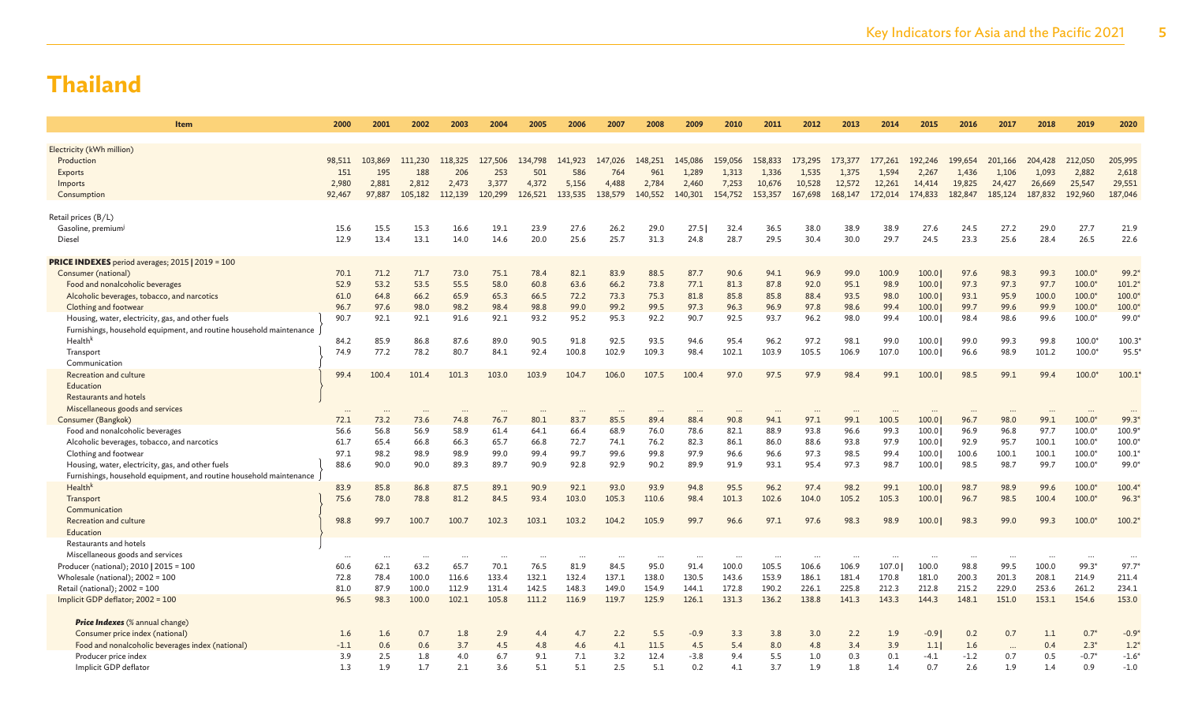# Thailand

| Item | 2000 | 2001 | 2002 | 2003 | 2004 | 2005 | 2006 | 2007 | 2008 | 2009 | 2010 | 2011 | 2012 | 2013 | 2014 | 2015 | 2016 | 2017 | 2018 | 2019 | 2020 |
|---|---|---|---|---|---|---|---|---|---|---|---|---|---|---|---|---|---|---|---|---|---|
| Electricity (kWh million) | | | | | | | | | | | | | | | | | | | | | |
| Production | 98,511 | 103,869 | 111,230 | 118,325 | 127,506 | 134,798 | 141,923 | 147,026 | 148,251 | 145,086 | 159,056 | 158,833 | 173,295 | 173,377 | 177,261 | 192,246 | 199,654 | 201,166 | 204,428 | 212,050 | 205,995 |
| Exports | 151 | 195 | 188 | 206 | 253 | 501 | 586 | 764 | 961 | 1,289 | 1,313 | 1,336 | 1,535 | 1,375 | 1,594 | 2,267 | 1,436 | 1,106 | 1,093 | 2,882 | 2,618 |
| Imports | 2,980 | 2,881 | 2,812 | 2,473 | 3,377 | 4,372 | 5,156 | 4,488 | 2,784 | 2,460 | 7,253 | 10,676 | 10,528 | 12,572 | 12,261 | 14,414 | 19,825 | 24,427 | 26,669 | 25,547 | 29,551 |
| Consumption | 92,467 | 97,887 | 105,182 | 112,139 | 120,299 | 126,521 | 133,535 | 138,579 | 140,552 | 140,301 | 154,752 | 153,357 | 167,698 | 168,147 | 172,014 | 174,833 | 182,847 | 185,124 | 187,832 | 192,960 | 187,046 |
| Retail prices (B/L) | | | | | | | | | | | | | | | | | | | | | |
| Gasoline, premium[j] | 15.6 | 15.5 | 15.3 | 16.6 | 19.1 | 23.9 | 27.6 | 26.2 | 29.0 | 27.5 \| | 32.4 | 36.5 | 38.0 | 38.9 | 38.9 | 27.6 | 24.5 | 27.2 | 29.0 | 27.7 | 21.9 |
| Diesel | 12.9 | 13.4 | 13.1 | 14.0 | 14.6 | 20.0 | 25.6 | 25.7 | 31.3 | 24.8 | 28.7 | 29.5 | 30.4 | 30.0 | 29.7 | 24.5 | 23.3 | 25.6 | 28.4 | 26.5 | 22.6 |
| **PRICE INDEXES** period averages; 2015 \| 2019 = 100 | | | | | | | | | | | | | | | | | | | | | |
| Consumer (national) | 70.1 | 71.2 | 71.7 | 73.0 | 75.1 | 78.4 | 82.1 | 83.9 | 88.5 | 87.7 | 90.6 | 94.1 | 96.9 | 99.0 | 100.9 | 100.0 \| | 97.6 | 98.3 | 99.3 | 100.0* | 99.2* |
| Food and nonalcoholic beverages | 52.9 | 53.2 | 53.5 | 55.5 | 58.0 | 60.8 | 63.6 | 66.2 | 73.8 | 77.1 | 81.3 | 87.8 | 92.0 | 95.1 | 98.9 | 100.0 \| | 97.3 | 97.3 | 97.7 | 100.0* | 101.2* |
| Alcoholic beverages, tobacco, and narcotics | 61.0 | 64.8 | 66.2 | 65.9 | 65.3 | 66.5 | 72.2 | 73.3 | 75.3 | 81.8 | 85.8 | 85.8 | 88.4 | 93.5 | 98.0 | 100.0 \| | 93.1 | 95.9 | 100.0 | 100.0* | 100.0* |
| Clothing and footwear | 96.7 | 97.6 | 98.0 | 98.2 | 98.4 | 98.8 | 99.0 | 99.2 | 99.5 | 97.3 | 96.3 | 96.9 | 97.8 | 98.6 | 99.4 | 100.0 \| | 99.7 | 99.6 | 99.9 | 100.0* | 100.0* |
| Housing, water, electricity, gas, and other fuels; Furnishings, household equipment, and routine household maintenance | 90.7 | 92.1 | 92.1 | 91.6 | 92.1 | 93.2 | 95.2 | 95.3 | 92.2 | 90.7 | 92.5 | 93.7 | 96.2 | 98.0 | 99.4 | 100.0 \| | 98.4 | 98.6 | 99.6 | 100.0* | 99.0* |
| Health[k] | 84.2 | 85.9 | 86.8 | 87.6 | 89.0 | 90.5 | 91.8 | 92.5 | 93.5 | 94.6 | 95.4 | 96.2 | 97.2 | 98.1 | 99.0 | 100.0 \| | 99.0 | 99.3 | 99.8 | 100.0* | 100.3* |
| Transport; Communication | 74.9 | 77.2 | 78.2 | 80.7 | 84.1 | 92.4 | 100.8 | 102.9 | 109.3 | 98.4 | 102.1 | 103.9 | 105.5 | 106.9 | 107.0 | 100.0 \| | 96.6 | 98.9 | 101.2 | 100.0* | 95.5* |
| Recreation and culture; Education; Restaurants and hotels; Miscellaneous goods and services | 99.4 | 100.4 | 101.4 | 101.3 | 103.0 | 103.9 | 104.7 | 106.0 | 107.5 | 100.4 | 97.0 | 97.5 | 97.9 | 98.4 | 99.1 | 100.0 \| | 98.5 | 99.1 | 99.4 | 100.0* | 100.1* |
| Miscellaneous goods and services | … | … | … | … | … | … | … | … | … | … | … | … | … | … | … | … | … | … | … | … | … |
| Consumer (Bangkok) | 72.1 | 73.2 | 73.6 | 74.8 | 76.7 | 80.1 | 83.7 | 85.5 | 89.4 | 88.4 | 90.8 | 94.1 | 97.1 | 99.1 | 100.5 | 100.0 \| | 96.7 | 98.0 | 99.1 | 100.0* | 99.3* |
| Food and nonalcoholic beverages | 56.6 | 56.8 | 56.9 | 58.9 | 61.4 | 64.1 | 66.4 | 68.9 | 76.0 | 78.6 | 82.1 | 88.9 | 93.8 | 96.6 | 99.3 | 100.0 \| | 96.9 | 96.8 | 97.7 | 100.0* | 100.9* |
| Alcoholic beverages, tobacco, and narcotics | 61.7 | 65.4 | 66.8 | 66.3 | 65.7 | 66.8 | 72.7 | 74.1 | 76.2 | 82.3 | 86.1 | 86.0 | 88.6 | 93.8 | 97.9 | 100.0 \| | 92.9 | 95.7 | 100.1 | 100.0* | 100.0* |
| Clothing and footwear | 97.1 | 98.2 | 98.9 | 98.9 | 99.0 | 99.4 | 99.7 | 99.6 | 99.8 | 97.9 | 96.6 | 96.6 | 97.3 | 98.5 | 99.4 | 100.0 \| | 100.6 | 100.1 | 100.1 | 100.0* | 100.1* |
| Housing, water, electricity, gas, and other fuels; Furnishings, household equipment, and routine household maintenance | 88.6 | 90.0 | 90.0 | 89.3 | 89.7 | 90.9 | 92.8 | 92.9 | 90.2 | 89.9 | 91.9 | 93.1 | 95.4 | 97.3 | 98.7 | 100.0 \| | 98.5 | 98.7 | 99.7 | 100.0* | 99.0* |
| Health[k] | 83.9 | 85.8 | 86.8 | 87.5 | 89.1 | 90.9 | 92.1 | 93.0 | 93.9 | 94.8 | 95.5 | 96.2 | 97.4 | 98.2 | 99.1 | 100.0 \| | 98.7 | 98.9 | 99.6 | 100.0* | 100.4* |
| Transport; Communication | 75.6 | 78.0 | 78.8 | 81.2 | 84.5 | 93.4 | 103.0 | 105.3 | 110.6 | 98.4 | 101.3 | 102.6 | 104.0 | 105.2 | 105.3 | 100.0 \| | 96.7 | 98.5 | 100.4 | 100.0* | 96.3* |
| Recreation and culture; Education; Restaurants and hotels; Miscellaneous goods and services | 98.8 | 99.7 | 100.7 | 100.7 | 102.3 | 103.1 | 103.2 | 104.2 | 105.9 | 99.7 | 96.6 | 97.1 | 97.6 | 98.3 | 98.9 | 100.0 \| | 98.3 | 99.0 | 99.3 | 100.0* | 100.2* |
| Miscellaneous goods and services | … | … | … | … | … | … | … | … | … | … | … | … | … | … | … | … | … | … | … | … | … |
| Producer (national); 2010 \| 2015 = 100 | 60.6 | 62.1 | 63.2 | 65.7 | 70.1 | 76.5 | 81.9 | 84.5 | 95.0 | 91.4 | 100.0 | 105.5 | 106.6 | 106.9 | 107.0 \| | 100.0 | 98.8 | 99.5 | 100.0 | 99.3* | 97.7* |
| Wholesale (national); 2002 = 100 | 72.8 | 78.4 | 100.0 | 116.6 | 133.4 | 132.1 | 132.4 | 137.1 | 138.0 | 130.5 | 143.6 | 153.9 | 186.1 | 181.4 | 170.8 | 181.0 | 200.3 | 201.3 | 208.1 | 214.9 | 211.4 |
| Retail (national); 2002 = 100 | 81.0 | 87.9 | 100.0 | 112.9 | 131.4 | 142.5 | 148.3 | 149.0 | 154.9 | 144.1 | 172.8 | 190.2 | 226.1 | 225.8 | 212.3 | 212.8 | 215.2 | 229.0 | 253.6 | 261.2 | 234.1 |
| Implicit GDP deflator; 2002 = 100 | 96.5 | 98.3 | 100.0 | 102.1 | 105.8 | 111.2 | 116.9 | 119.7 | 125.9 | 126.1 | 131.3 | 136.2 | 138.8 | 141.3 | 143.3 | 144.3 | 148.1 | 151.0 | 153.1 | 154.6 | 153.0 |
| ***Price Indexes*** (% annual change) | | | | | | | | | | | | | | | | | | | | | |
| Consumer price index (national) | 1.6 | 1.6 | 0.7 | 1.8 | 2.9 | 4.4 | 4.7 | 2.2 | 5.5 | -0.9 | 3.3 | 3.8 | 3.0 | 2.2 | 1.9 | -0.9 \| | 0.2 | 0.7 | 1.1 | 0.7* | -0.9* |
| Food and nonalcoholic beverages index (national) | -1.1 | 0.6 | 0.6 | 3.7 | 4.5 | 4.8 | 4.6 | 4.1 | 11.5 | 4.5 | 5.4 | 8.0 | 4.8 | 3.4 | 3.9 | 1.1 \| | 1.6 | … | 0.4 | 2.3* | 1.2* |
| Producer price index | 3.9 | 2.5 | 1.8 | 4.0 | 6.7 | 9.1 | 7.1 | 3.2 | 12.4 | -3.8 | 9.4 | 5.5 | 1.0 | 0.3 | 0.1 | -4.1 | -1.2 | 0.7 | 0.5 | -0.7* | -1.6* |
| Implicit GDP deflator | 1.3 | 1.9 | 1.7 | 2.1 | 3.6 | 5.1 | 5.1 | 2.5 | 5.1 | 0.2 | 4.1 | 3.7 | 1.9 | 1.8 | 1.4 | 0.7 | 2.6 | 1.9 | 1.4 | 0.9 | -1.0 |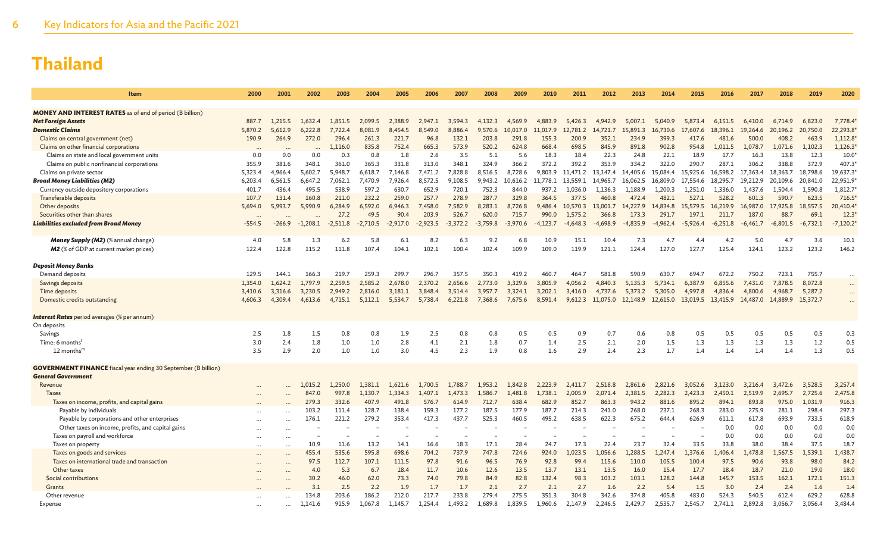# Thailand

| Item | 2000 | 2001 | 2002 | 2003 | 2004 | 2005 | 2006 | 2007 | 2008 | 2009 | 2010 | 2011 | 2012 | 2013 | 2014 | 2015 | 2016 | 2017 | 2018 | 2019 | 2020 |
|---|---|---|---|---|---|---|---|---|---|---|---|---|---|---|---|---|---|---|---|---|---|
| **MONEY AND INTEREST RATES** as of end of period (B billion) | | | | | | | | | | | | | | | | | | | | | |
| ***Net Foreign Assets*** | 887.7 | 1,215.5 | 1,632.4 | 1,851.5 | 2,099.5 | 2,388.9 | 2,947.1 | 3,594.3 | 4,132.3 | 4,569.9 | 4,883.9 | 5,426.3 | 4,942.9 | 5,007.1 | 5,040.9 | 5,873.4 | 6,151.5 | 6,410.0 | 6,714.9 | 6,823.0 | 7,778.4* |
| ***Domestic Claims*** | 5,870.2 | 5,612.9 | 6,222.8 | 7,722.4 | 8,081.9 | 8,454.5 | 8,549.0 | 8,886.4 | 9,570.6 | 10,017.0 | 11,017.9 | 12,781.2 | 14,721.7 | 15,891.3 | 16,730.6 | 17,607.6 | 18,396.1 | 19,264.6 | 20,196.2 | 20,750.0 | 22,293.8* |
| Claims on central government (net) | 190.9 | 264.9 | 272.0 | 296.4 | 261.3 | 221.7 | 96.8 | 132.1 | 203.8 | 291.8 | 155.3 | 200.9 | 352.1 | 234.9 | 399.3 | 417.6 | 481.6 | 500.0 | 408.2 | 463.9 | 1,112.8* |
| Claims on other financial corporations | ... | ... | ... | 1,116.0 | 835.8 | 752.4 | 665.3 | 573.9 | 520.2 | 624.8 | 668.4 | 698.5 | 845.9 | 891.8 | 902.8 | 954.8 | 1,011.5 | 1,078.7 | 1,071.6 | 1,102.3 | 1,126.3* |
| Claims on state and local government units | 0.0 | 0.0 | 0.0 | 0.3 | 0.8 | 1.8 | 2.6 | 3.5 | 5.1 | 5.6 | 18.3 | 18.4 | 22.3 | 24.8 | 22.1 | 18.9 | 17.7 | 16.3 | 13.8 | 12.3 | 10.0* |
| Claims on public nonfinancial corporations | 355.9 | 381.6 | 348.1 | 361.0 | 365.3 | 331.8 | 313.0 | 348.1 | 324.9 | 366.2 | 372.2 | 392.2 | 353.9 | 334.2 | 322.0 | 290.7 | 287.1 | 306.2 | 338.8 | 372.9 | 407.3* |
| Claims on private sector | 5,323.4 | 4,966.4 | 5,602.7 | 5,948.7 | 6,618.7 | 7,146.8 | 7,471.2 | 7,828.8 | 8,516.5 | 8,728.6 | 9,803.9 | 11,471.2 | 13,147.4 | 14,405.6 | 15,084.4 | 15,925.6 | 16,598.2 | 17,363.4 | 18,363.7 | 18,798.6 | 19,637.3* |
| ***Broad Money Liabilities (M2)*** | 6,203.4 | 6,561.5 | 6,647.2 | 7,062.1 | 7,470.9 | 7,926.4 | 8,572.5 | 9,108.5 | 9,943.2 | 10,616.2 | 11,778.1 | 13,559.1 | 14,965.7 | 16,062.5 | 16,809.0 | 17,554.6 | 18,295.7 | 19,212.9 | 20,109.6 | 20,841.0 | 22,951.9* |
| Currency outside depository corporations | 401.7 | 436.4 | 495.5 | 538.9 | 597.2 | 630.7 | 652.9 | 720.1 | 752.3 | 844.0 | 937.2 | 1,036.0 | 1,136.3 | 1,188.9 | 1,200.3 | 1,251.0 | 1,336.0 | 1,437.6 | 1,504.4 | 1,590.8 | 1,812.7* |
| Transferable deposits | 107.7 | 131.4 | 160.8 | 211.0 | 232.2 | 259.0 | 257.7 | 278.9 | 287.7 | 329.8 | 364.5 | 377.5 | 460.8 | 472.4 | 482.1 | 527.1 | 528.2 | 601.3 | 590.7 | 623.5 | 716.5* |
| Other deposits | 5,694.0 | 5,993.7 | 5,990.9 | 6,284.9 | 6,592.0 | 6,946.3 | 7,458.0 | 7,582.9 | 8,283.1 | 8,726.8 | 9,486.4 | 10,570.3 | 13,001.7 | 14,227.9 | 14,834.8 | 15,579.5 | 16,219.9 | 16,987.0 | 17,925.8 | 18,557.5 | 20,410.4* |
| Securities other than shares | ... | ... | ... | 27.2 | 49.5 | 90.4 | 203.9 | 526.7 | 620.0 | 715.7 | 990.0 | 1,575.2 | 366.8 | 173.3 | 291.7 | 197.1 | 211.7 | 187.0 | 88.7 | 69.1 | 12.3* |
| ***Liabilities excluded from Broad Money*** | -554.5 | -266.9 | -1,208.1 | -2,511.8 | -2,710.5 | -2,917.0 | -2,923.5 | -3,372.2 | -3,759.8 | -3,970.6 | -4,123.7 | -4,648.3 | -4,698.9 | -4,835.9 | -4,962.4 | -5,926.4 | -6,251.8 | -6,461.7 | -6,801.5 | -6,732.1 | -7,120.2* |
| ***Money Supply (M2)*** (% annual change) | 4.0 | 5.8 | 1.3 | 6.2 | 5.8 | 6.1 | 8.2 | 6.3 | 9.2 | 6.8 | 10.9 | 15.1 | 10.4 | 7.3 | 4.7 | 4.4 | 4.2 | 5.0 | 4.7 | 3.6 | 10.1 |
| ***M2*** (% of GDP at current market prices) | 122.4 | 122.8 | 115.2 | 111.8 | 107.4 | 104.1 | 102.1 | 100.4 | 102.4 | 109.9 | 109.0 | 119.9 | 121.1 | 124.4 | 127.0 | 127.7 | 125.4 | 124.1 | 123.2 | 123.2 | 146.2 |
| ***Deposit Money Banks*** | | | | | | | | | | | | | | | | | | | | | |
| Demand deposits | 129.5 | 144.1 | 166.3 | 219.7 | 259.3 | 299.7 | 296.7 | 357.5 | 350.3 | 419.2 | 460.7 | 464.7 | 581.8 | 590.9 | 630.7 | 694.7 | 672.2 | 750.2 | 723.1 | 755.7 | ... |
| Savings deposits | 1,354.0 | 1,624.2 | 1,797.9 | 2,259.5 | 2,585.2 | 2,678.0 | 2,370.2 | 2,656.6 | 2,773.0 | 3,329.6 | 3,805.9 | 4,056.2 | 4,840.3 | 5,135.3 | 5,734.1 | 6,387.9 | 6,855.6 | 7,431.0 | 7,878.5 | 8,072.8 | ... |
| Time deposits | 3,410.6 | 3,316.6 | 3,230.5 | 2,949.2 | 2,816.0 | 3,181.1 | 3,848.4 | 3,514.4 | 3,957.7 | 3,324.1 | 3,202.1 | 3,416.0 | 4,737.6 | 5,373.2 | 5,305.0 | 4,997.8 | 4,836.4 | 4,800.6 | 4,968.7 | 5,287.2 | ... |
| Domestic credits outstanding | 4,606.3 | 4,309.4 | 4,613.6 | 4,715.1 | 5,112.1 | 5,534.7 | 5,738.4 | 6,221.8 | 7,368.6 | 7,675.6 | 8,591.4 | 9,612.3 | 11,075.0 | 12,148.9 | 12,615.0 | 13,019.5 | 13,415.9 | 14,487.0 | 14,889.9 | 15,372.7 | ... |
| ***Interest Rates*** period averages (% per annum) | | | | | | | | | | | | | | | | | | | | | |
| On deposits | | | | | | | | | | | | | | | | | | | | | |
| Savings | 2.5 | 1.8 | 1.5 | 0.8 | 0.8 | 1.9 | 2.5 | 0.8 | 0.8 | 0.5 | 0.5 | 0.9 | 0.7 | 0.6 | 0.8 | 0.5 | 0.5 | 0.5 | 0.5 | 0.5 | 0.3 |
| Time: 6 months[l] | 3.0 | 2.4 | 1.8 | 1.0 | 1.0 | 2.8 | 4.1 | 2.1 | 1.8 | 0.7 | 1.4 | 2.5 | 2.1 | 2.0 | 1.5 | 1.3 | 1.3 | 1.3 | 1.3 | 1.2 | 0.5 |
| 12 months[m] | 3.5 | 2.9 | 2.0 | 1.0 | 1.0 | 3.0 | 4.5 | 2.3 | 1.9 | 0.8 | 1.6 | 2.9 | 2.4 | 2.3 | 1.7 | 1.4 | 1.4 | 1.4 | 1.4 | 1.3 | 0.5 |
| **GOVERNMENT FINANCE** fiscal year ending 30 September (B billion) | | | | | | | | | | | | | | | | | | | | | |
| ***General Government*** | | | | | | | | | | | | | | | | | | | | | |
| Revenue | ... | ... | 1,015.2 | 1,250.0 | 1,381.1 | 1,621.6 | 1,700.5 | 1,788.7 | 1,953.2 | 1,842.8 | 2,223.9 | 2,411.7 | 2,518.8 | 2,861.6 | 2,821.6 | 3,052.6 | 3,123.0 | 3,216.4 | 3,472.6 | 3,528.5 | 3,257.4 |
| Taxes | ... | ... | 847.0 | 997.8 | 1,130.7 | 1,334.3 | 1,407.1 | 1,473.3 | 1,586.7 | 1,481.8 | 1,738.1 | 2,005.9 | 2,071.4 | 2,381.5 | 2,282.3 | 2,423.3 | 2,450.1 | 2,519.9 | 2,695.7 | 2,725.6 | 2,475.8 |
| Taxes on income, profits, and capital gains | ... | ... | 279.3 | 332.6 | 407.9 | 491.8 | 576.7 | 614.9 | 712.7 | 638.4 | 682.9 | 852.7 | 863.3 | 943.2 | 881.6 | 895.2 | 894.1 | 893.8 | 975.0 | 1,031.9 | 916.3 |
| Payable by individuals | ... | ... | 103.2 | 111.4 | 128.7 | 138.4 | 159.3 | 177.2 | 187.5 | 177.9 | 187.7 | 214.3 | 241.0 | 268.0 | 237.1 | 268.3 | 283.0 | 275.9 | 281.1 | 298.4 | 297.3 |
| Payable by corporations and other enterprises | ... | ... | 176.1 | 221.2 | 279.2 | 353.4 | 417.3 | 437.7 | 525.3 | 460.5 | 495.2 | 638.5 | 622.3 | 675.2 | 644.4 | 626.9 | 611.1 | 617.8 | 693.9 | 733.5 | 618.9 |
| Other taxes on income, profits, and capital gains | ... | ... | – | – | – | – | – | – | – | – | – | – | – | – | – | – | 0.0 | 0.0 | 0.0 | 0.0 | 0.0 |
| Taxes on payroll and workforce | ... | ... | – | – | – | – | – | – | – | – | – | – | – | – | – | – | 0.0 | 0.0 | 0.0 | 0.0 | 0.0 |
| Taxes on property | ... | ... | 10.9 | 11.6 | 13.2 | 14.1 | 16.6 | 18.3 | 17.1 | 28.4 | 24.7 | 17.3 | 22.4 | 23.7 | 32.4 | 33.5 | 33.8 | 38.0 | 38.4 | 37.5 | 18.7 |
| Taxes on goods and services | ... | ... | 455.4 | 535.6 | 595.8 | 698.6 | 704.2 | 737.9 | 747.8 | 724.6 | 924.0 | 1,023.5 | 1,056.6 | 1,288.5 | 1,247.4 | 1,376.6 | 1,406.4 | 1,478.8 | 1,567.5 | 1,539.1 | 1,438.7 |
| Taxes on international trade and transaction | ... | ... | 97.5 | 112.7 | 107.1 | 111.5 | 97.8 | 91.6 | 96.5 | 76.9 | 92.8 | 99.4 | 115.6 | 110.0 | 105.5 | 100.4 | 97.5 | 90.6 | 93.8 | 98.0 | 84.2 |
| Other taxes | ... | ... | 4.0 | 5.3 | 6.7 | 18.4 | 11.7 | 10.6 | 12.6 | 13.5 | 13.7 | 13.1 | 13.5 | 16.0 | 15.4 | 17.7 | 18.4 | 18.7 | 21.0 | 19.0 | 18.0 |
| Social contributions | ... | ... | 30.2 | 46.0 | 62.0 | 73.3 | 74.0 | 79.8 | 84.9 | 82.8 | 132.4 | 98.3 | 103.2 | 103.1 | 128.2 | 144.8 | 145.7 | 153.5 | 162.1 | 172.1 | 151.3 |
| Grants | ... | ... | 3.1 | 2.5 | 2.2 | 1.9 | 1.7 | 1.7 | 2.1 | 2.7 | 2.1 | 2.7 | 1.6 | 2.2 | 5.4 | 1.5 | 3.0 | 2.4 | 2.4 | 1.6 | 1.4 |
| Other revenue | ... | ... | 134.8 | 203.6 | 186.2 | 212.0 | 217.7 | 233.8 | 279.4 | 275.5 | 351.3 | 304.8 | 342.6 | 374.8 | 405.8 | 483.0 | 524.3 | 540.5 | 612.4 | 629.2 | 628.8 |
| Expense | ... | ... | 1,141.6 | 915.9 | 1,067.8 | 1,145.7 | 1,254.4 | 1,493.2 | 1,689.8 | 1,839.5 | 1,960.6 | 2,147.9 | 2,246.5 | 2,429.7 | 2,535.7 | 2,545.7 | 2,741.1 | 2,892.8 | 3,056.7 | 3,056.4 | 3,484.4 |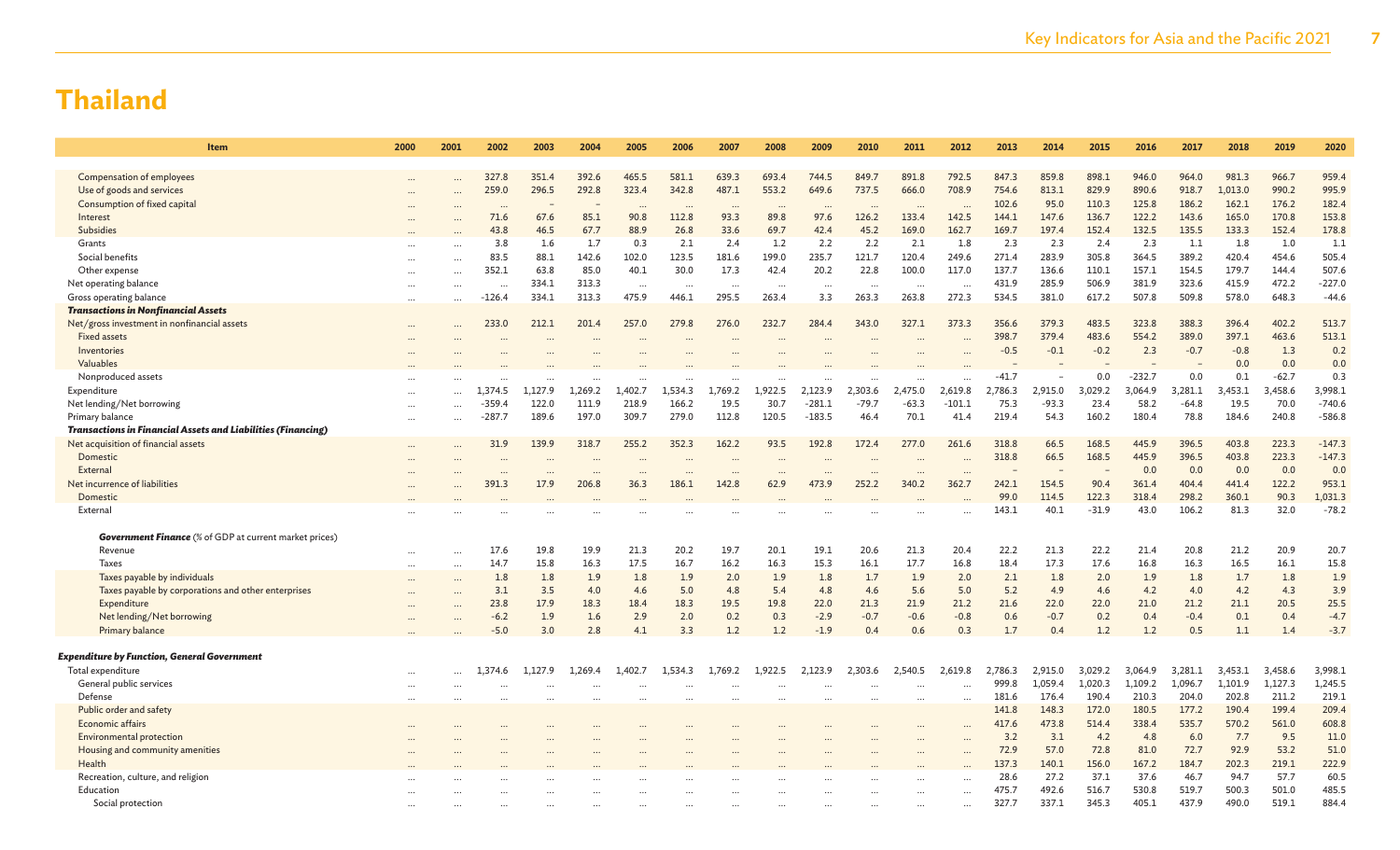# Thailand

| Item | 2000 | 2001 | 2002 | 2003 | 2004 | 2005 | 2006 | 2007 | 2008 | 2009 | 2010 | 2011 | 2012 | 2013 | 2014 | 2015 | 2016 | 2017 | 2018 | 2019 | 2020 |
|---|---|---|---|---|---|---|---|---|---|---|---|---|---|---|---|---|---|---|---|---|---|
| Compensation of employees | … | … | 327.8 | 351.4 | 392.6 | 465.5 | 581.1 | 639.3 | 693.4 | 744.5 | 849.7 | 891.8 | 792.5 | 847.3 | 859.8 | 898.1 | 946.0 | 964.0 | 981.3 | 966.7 | 959.4 |
| Use of goods and services | … | … | 259.0 | 296.5 | 292.8 | 323.4 | 342.8 | 487.1 | 553.2 | 649.6 | 737.5 | 666.0 | 708.9 | 754.6 | 813.1 | 829.9 | 890.6 | 918.7 | 1,013.0 | 990.2 | 995.9 |
| Consumption of fixed capital | … | … | … | – | – | … | … | … | … | … | … | … | … | 102.6 | 95.0 | 110.3 | 125.8 | 186.2 | 162.1 | 176.2 | 182.4 |
| Interest | … | … | 71.6 | 67.6 | 85.1 | 90.8 | 112.8 | 93.3 | 89.8 | 97.6 | 126.2 | 133.4 | 142.5 | 144.1 | 147.6 | 136.7 | 122.2 | 143.6 | 165.0 | 170.8 | 153.8 |
| Subsidies | … | … | 43.8 | 46.5 | 67.7 | 88.9 | 26.8 | 33.6 | 69.7 | 42.4 | 45.2 | 169.0 | 162.7 | 169.7 | 197.4 | 152.4 | 132.5 | 135.5 | 133.3 | 152.4 | 178.8 |
| Grants | … | … | 3.8 | 1.6 | 1.7 | 0.3 | 2.1 | 2.4 | 1.2 | 2.2 | 2.2 | 2.1 | 1.8 | 2.3 | 2.3 | 2.4 | 2.3 | 1.1 | 1.8 | 1.0 | 1.1 |
| Social benefits | … | … | 83.5 | 88.1 | 142.6 | 102.0 | 123.5 | 181.6 | 199.0 | 235.7 | 121.7 | 120.4 | 249.6 | 271.4 | 283.9 | 305.8 | 364.5 | 389.2 | 420.4 | 454.6 | 505.4 |
| Other expense | … | … | 352.1 | 63.8 | 85.0 | 40.1 | 30.0 | 17.3 | 42.4 | 20.2 | 22.8 | 100.0 | 117.0 | 137.7 | 136.6 | 110.1 | 157.1 | 154.5 | 179.7 | 144.4 | 507.6 |
| Net operating balance | … | … | … | 334.1 | 313.3 | … | … | … | … | … | … | … | … | 431.9 | 285.9 | 506.9 | 381.9 | 323.6 | 415.9 | 472.2 | -227.0 |
| Gross operating balance | … | … | -126.4 | 334.1 | 313.3 | 475.9 | 446.1 | 295.5 | 263.4 | 3.3 | 263.3 | 263.8 | 272.3 | 534.5 | 381.0 | 617.2 | 507.8 | 509.8 | 578.0 | 648.3 | -44.6 |
| ***Transactions in Nonfinancial Assets*** | | | | | | | | | | | | | | | | | | | | | |
| Net/gross investment in nonfinancial assets | … | … | 233.0 | 212.1 | 201.4 | 257.0 | 279.8 | 276.0 | 232.7 | 284.4 | 343.0 | 327.1 | 373.3 | 356.6 | 379.3 | 483.5 | 323.8 | 388.3 | 396.4 | 402.2 | 513.7 |
| Fixed assets | … | … | … | … | … | … | … | … | … | … | … | … | … | 398.7 | 379.4 | 483.6 | 554.2 | 389.0 | 397.1 | 463.6 | 513.1 |
| Inventories | … | … | … | … | … | … | … | … | … | … | … | … | … | -0.5 | -0.1 | -0.2 | 2.3 | -0.7 | -0.8 | 1.3 | 0.2 |
| Valuables | … | … | … | … | … | … | … | … | … | … | … | … | … | – | – | – | – | – | 0.0 | 0.0 | 0.0 |
| Nonproduced assets | … | … | … | … | … | … | … | … | … | … | … | … | … | -41.7 | – | 0.0 | -232.7 | 0.0 | 0.1 | -62.7 | 0.3 |
| Expenditure | … | … | 1,374.5 | 1,127.9 | 1,269.2 | 1,402.7 | 1,534.3 | 1,769.2 | 1,922.5 | 2,123.9 | 2,303.6 | 2,475.0 | 2,619.8 | 2,786.3 | 2,915.0 | 3,029.2 | 3,064.9 | 3,281.1 | 3,453.1 | 3,458.6 | 3,998.1 |
| Net lending/Net borrowing | … | … | -359.4 | 122.0 | 111.9 | 218.9 | 166.2 | 19.5 | 30.7 | -281.1 | -79.7 | -63.3 | -101.1 | 75.3 | -93.3 | 23.4 | 58.2 | -64.8 | 19.5 | 70.0 | -740.6 |
| Primary balance | … | … | -287.7 | 189.6 | 197.0 | 309.7 | 279.0 | 112.8 | 120.5 | -183.5 | 46.4 | 70.1 | 41.4 | 219.4 | 54.3 | 160.2 | 180.4 | 78.8 | 184.6 | 240.8 | -586.8 |
| ***Transactions in Financial Assets and Liabilities (Financing)*** | | | | | | | | | | | | | | | | | | | | | |
| Net acquisition of financial assets | … | … | 31.9 | 139.9 | 318.7 | 255.2 | 352.3 | 162.2 | 93.5 | 192.8 | 172.4 | 277.0 | 261.6 | 318.8 | 66.5 | 168.5 | 445.9 | 396.5 | 403.8 | 223.3 | -147.3 |
| Domestic | … | … | … | … | … | … | … | … | … | … | … | … | … | 318.8 | 66.5 | 168.5 | 445.9 | 396.5 | 403.8 | 223.3 | -147.3 |
| External | … | … | … | … | … | … | … | … | … | … | … | … | … | – | – | – | 0.0 | 0.0 | 0.0 | 0.0 | 0.0 |
| Net incurrence of liabilities | … | … | 391.3 | 17.9 | 206.8 | 36.3 | 186.1 | 142.8 | 62.9 | 473.9 | 252.2 | 340.2 | 362.7 | 242.1 | 154.5 | 90.4 | 361.4 | 404.4 | 441.4 | 122.2 | 953.1 |
| Domestic | … | … | … | … | … | … | … | … | … | … | … | … | … | 99.0 | 114.5 | 122.3 | 318.4 | 298.2 | 360.1 | 90.3 | 1,031.3 |
| External | … | … | … | … | … | … | … | … | … | … | … | … | … | 143.1 | 40.1 | -31.9 | 43.0 | 106.2 | 81.3 | 32.0 | -78.2 |
| ***Government Finance*** (% of GDP at current market prices) | | | | | | | | | | | | | | | | | | | | | |
| Revenue | … | … | 17.6 | 19.8 | 19.9 | 21.3 | 20.2 | 19.7 | 20.1 | 19.1 | 20.6 | 21.3 | 20.4 | 22.2 | 21.3 | 22.2 | 21.4 | 20.8 | 21.2 | 20.9 | 20.7 |
| Taxes | … | … | 14.7 | 15.8 | 16.3 | 17.5 | 16.7 | 16.2 | 16.3 | 15.3 | 16.1 | 17.7 | 16.8 | 18.4 | 17.3 | 17.6 | 16.8 | 16.3 | 16.5 | 16.1 | 15.8 |
| Taxes payable by individuals | … | … | 1.8 | 1.8 | 1.9 | 1.8 | 1.9 | 2.0 | 1.9 | 1.8 | 1.7 | 1.9 | 2.0 | 2.1 | 1.8 | 2.0 | 1.9 | 1.8 | 1.7 | 1.8 | 1.9 |
| Taxes payable by corporations and other enterprises | … | … | 3.1 | 3.5 | 4.0 | 4.6 | 5.0 | 4.8 | 5.4 | 4.8 | 4.6 | 5.6 | 5.0 | 5.2 | 4.9 | 4.6 | 4.2 | 4.0 | 4.2 | 4.3 | 3.9 |
| Expenditure | … | … | 23.8 | 17.9 | 18.3 | 18.4 | 18.3 | 19.5 | 19.8 | 22.0 | 21.3 | 21.9 | 21.2 | 21.6 | 22.0 | 22.0 | 21.0 | 21.2 | 21.1 | 20.5 | 25.5 |
| Net lending/Net borrowing | … | … | -6.2 | 1.9 | 1.6 | 2.9 | 2.0 | 0.2 | 0.3 | -2.9 | -0.7 | -0.6 | -0.8 | 0.6 | -0.7 | 0.2 | 0.4 | -0.4 | 0.1 | 0.4 | -4.7 |
| Primary balance | … | … | -5.0 | 3.0 | 2.8 | 4.1 | 3.3 | 1.2 | 1.2 | -1.9 | 0.4 | 0.6 | 0.3 | 1.7 | 0.4 | 1.2 | 1.2 | 0.5 | 1.1 | 1.4 | -3.7 |
| ***Expenditure by Function, General Government*** | | | | | | | | | | | | | | | | | | | | | |
| Total expenditure | … | … | 1,374.6 | 1,127.9 | 1,269.4 | 1,402.7 | 1,534.3 | 1,769.2 | 1,922.5 | 2,123.9 | 2,303.6 | 2,540.5 | 2,619.8 | 2,786.3 | 2,915.0 | 3,029.2 | 3,064.9 | 3,281.1 | 3,453.1 | 3,458.6 | 3,998.1 |
| General public services | … | … | … | … | … | … | … | … | … | … | … | … | … | 999.8 | 1,059.4 | 1,020.3 | 1,109.2 | 1,096.7 | 1,101.9 | 1,127.3 | 1,245.5 |
| Defense | … | … | … | … | … | … | … | … | … | … | … | … | … | 181.6 | 176.4 | 190.4 | 210.3 | 204.0 | 202.8 | 211.2 | 219.1 |
| Public order and safety | | | | | | | | | | | | | | 141.8 | 148.3 | 172.0 | 180.5 | 177.2 | 190.4 | 199.4 | 209.4 |
| Economic affairs | … | … | … | … | … | … | … | … | … | … | … | … | … | 417.6 | 473.8 | 514.4 | 338.4 | 535.7 | 570.2 | 561.0 | 608.8 |
| Environmental protection | … | … | … | … | … | … | … | … | … | … | … | … | … | 3.2 | 3.1 | 4.2 | 4.8 | 6.0 | 7.7 | 9.5 | 11.0 |
| Housing and community amenities | … | … | … | … | … | … | … | … | … | … | … | … | … | 72.9 | 57.0 | 72.8 | 81.0 | 72.7 | 92.9 | 53.2 | 51.0 |
| Health | … | … | … | … | … | … | … | … | … | … | … | … | … | 137.3 | 140.1 | 156.0 | 167.2 | 184.7 | 202.3 | 219.1 | 222.9 |
| Recreation, culture, and religion | … | … | … | … | … | … | … | … | … | … | … | … | … | 28.6 | 27.2 | 37.1 | 37.6 | 46.7 | 94.7 | 57.7 | 60.5 |
| Education | … | … | … | … | … | … | … | … | … | … | … | … | … | 475.7 | 492.6 | 516.7 | 530.8 | 519.7 | 500.3 | 501.0 | 485.5 |
| Social protection | … | … | … | … | … | … | … | … | … | … | … | … | … | 327.7 | 337.1 | 345.3 | 405.1 | 437.9 | 490.0 | 519.1 | 884.4 |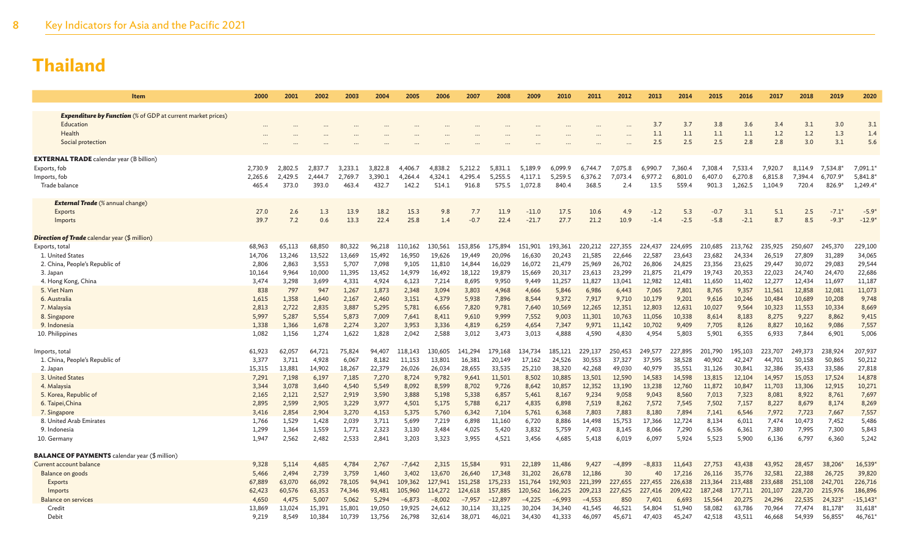# Thailand

| Item | 2000 | 2001 | 2002 | 2003 | 2004 | 2005 | 2006 | 2007 | 2008 | 2009 | 2010 | 2011 | 2012 | 2013 | 2014 | 2015 | 2016 | 2017 | 2018 | 2019 | 2020 |
|---|---|---|---|---|---|---|---|---|---|---|---|---|---|---|---|---|---|---|---|---|---|
| ***Expenditure by Function*** (% of GDP at current market prices) | | | | | | | | | | | | | | | | | | | | | |
| Education | … | … | … | … | … | … | … | … | … | … | … | … | … | 3.7 | 3.7 | 3.8 | 3.6 | 3.4 | 3.1 | 3.0 | 3.1 |
| Health | … | … | … | … | … | … | … | … | … | … | … | … | … | 1.1 | 1.1 | 1.1 | 1.1 | 1.2 | 1.2 | 1.3 | 1.4 |
| Social protection | … | … | … | … | … | … | … | … | … | … | … | … | … | 2.5 | 2.5 | 2.5 | 2.8 | 2.8 | 3.0 | 3.1 | 5.6 |
| **EXTERNAL TRADE** calendar year (B billion) | | | | | | | | | | | | | | | | | | | | | |
| Exports, fob | 2,730.9 | 2,802.5 | 2,837.7 | 3,233.1 | 3,822.8 | 4,406.7 | 4,838.2 | 5,212.2 | 5,831.1 | 5,189.9 | 6,099.9 | 6,744.7 | 7,075.8 | 6,990.7 | 7,360.4 | 7,308.4 | 7,533.4 | 7,920.7 | 8,114.9 | 7,534.8* | 7,091.1* |
| Imports, fob | 2,265.6 | 2,429.5 | 2,444.7 | 2,769.7 | 3,390.1 | 4,264.4 | 4,324.1 | 4,295.4 | 5,255.5 | 4,117.1 | 5,259.5 | 6,376.2 | 7,073.4 | 6,977.2 | 6,801.0 | 6,407.0 | 6,270.8 | 6,815.8 | 7,394.4 | 6,707.9* | 5,841.8* |
| Trade balance | 465.4 | 373.0 | 393.0 | 463.4 | 432.7 | 142.2 | 514.1 | 916.8 | 575.5 | 1,072.8 | 840.4 | 368.5 | 2.4 | 13.5 | 559.4 | 901.3 | 1,262.5 | 1,104.9 | 720.4 | 826.9* | 1,249.4* |
| ***External Trade*** (% annual change) | | | | | | | | | | | | | | | | | | | | | |
| Exports | 27.0 | 2.6 | 1.3 | 13.9 | 18.2 | 15.3 | 9.8 | 7.7 | 11.9 | −11.0 | 17.5 | 10.6 | 4.9 | −1.2 | 5.3 | −0.7 | 3.1 | 5.1 | 2.5 | −7.1* | −5.9* |
| Imports | 39.7 | 7.2 | 0.6 | 13.3 | 22.4 | 25.8 | 1.4 | −0.7 | 22.4 | −21.7 | 27.7 | 21.2 | 10.9 | −1.4 | −2.5 | −5.8 | −2.1 | 8.7 | 8.5 | −9.3* | −12.9* |
| ***Direction of Trade*** calendar year ($ million) | | | | | | | | | | | | | | | | | | | | | |
| Exports, total | 68,963 | 65,113 | 68,850 | 80,322 | 96,218 | 110,162 | 130,561 | 153,856 | 175,894 | 151,901 | 193,361 | 220,212 | 227,355 | 224,437 | 224,695 | 210,685 | 213,762 | 235,925 | 250,607 | 245,370 | 229,100 |
| 1. United States | 14,706 | 13,246 | 13,522 | 13,669 | 15,492 | 16,950 | 19,626 | 19,449 | 20,096 | 16,630 | 20,243 | 21,585 | 22,646 | 22,587 | 23,643 | 23,682 | 24,334 | 26,519 | 27,809 | 31,289 | 34,065 |
| 2. China, People's Republic of | 2,806 | 2,863 | 3,553 | 5,707 | 7,098 | 9,105 | 11,810 | 14,844 | 16,029 | 16,072 | 21,479 | 25,969 | 26,702 | 26,806 | 24,825 | 23,356 | 23,625 | 29,447 | 30,072 | 29,083 | 29,544 |
| 3. Japan | 10,164 | 9,964 | 10,000 | 11,395 | 13,452 | 14,979 | 16,492 | 18,122 | 19,879 | 15,669 | 20,317 | 23,613 | 23,299 | 21,875 | 21,479 | 19,743 | 20,353 | 22,023 | 24,740 | 24,470 | 22,686 |
| 4. Hong Kong, China | 3,474 | 3,298 | 3,699 | 4,331 | 4,924 | 6,123 | 7,214 | 8,695 | 9,950 | 9,449 | 11,257 | 11,827 | 13,041 | 12,982 | 12,481 | 11,650 | 11,402 | 12,277 | 12,434 | 11,697 | 11,187 |
| 5. Viet Nam | 838 | 797 | 947 | 1,267 | 1,873 | 2,348 | 3,094 | 3,803 | 4,968 | 4,666 | 5,846 | 6,986 | 6,443 | 7,065 | 7,801 | 8,765 | 9,357 | 11,561 | 12,858 | 12,081 | 11,073 |
| 6. Australia | 1,615 | 1,358 | 1,640 | 2,167 | 2,460 | 3,151 | 4,379 | 5,938 | 7,896 | 8,544 | 9,372 | 7,917 | 9,710 | 10,179 | 9,201 | 9,616 | 10,246 | 10,484 | 10,689 | 10,208 | 9,748 |
| 7. Malaysia | 2,813 | 2,722 | 2,835 | 3,887 | 5,295 | 5,781 | 6,656 | 7,820 | 9,781 | 7,640 | 10,569 | 12,265 | 12,351 | 12,803 | 12,631 | 10,027 | 9,564 | 10,323 | 11,553 | 10,334 | 8,669 |
| 8. Singapore | 5,997 | 5,287 | 5,554 | 5,873 | 7,009 | 7,641 | 8,411 | 9,610 | 9,999 | 7,552 | 9,003 | 11,301 | 10,763 | 11,056 | 10,338 | 8,614 | 8,183 | 8,275 | 9,227 | 8,862 | 9,415 |
| 9. Indonesia | 1,338 | 1,366 | 1,678 | 2,274 | 3,207 | 3,953 | 3,336 | 4,819 | 6,259 | 4,654 | 7,347 | 9,971 | 11,142 | 10,702 | 9,409 | 7,705 | 8,126 | 8,827 | 10,162 | 9,086 | 7,557 |
| 10. Philippines | 1,082 | 1,156 | 1,274 | 1,622 | 1,828 | 2,042 | 2,588 | 3,012 | 3,473 | 3,013 | 4,888 | 4,590 | 4,830 | 4,954 | 5,803 | 5,901 | 6,355 | 6,933 | 7,844 | 6,901 | 5,006 |
| Imports, total | 61,923 | 62,057 | 64,721 | 75,824 | 94,407 | 118,143 | 130,605 | 141,294 | 179,168 | 134,734 | 185,121 | 229,137 | 250,453 | 249,577 | 227,895 | 201,790 | 195,103 | 223,707 | 249,373 | 238,924 | 207,937 |
| 1. China, People's Republic of | 3,377 | 3,711 | 4,928 | 6,067 | 8,182 | 11,153 | 13,801 | 16,381 | 20,149 | 17,162 | 24,526 | 30,553 | 37,327 | 37,595 | 38,528 | 40,902 | 42,247 | 44,701 | 50,158 | 50,865 | 50,212 |
| 2. Japan | 15,315 | 13,881 | 14,902 | 18,267 | 22,379 | 26,026 | 26,034 | 28,655 | 33,535 | 25,210 | 38,320 | 42,268 | 49,030 | 40,979 | 35,551 | 31,126 | 30,841 | 32,386 | 35,433 | 33,586 | 27,818 |
| 3. United States | 7,291 | 7,198 | 6,197 | 7,185 | 7,270 | 8,724 | 9,782 | 9,641 | 11,501 | 8,502 | 10,885 | 13,501 | 12,590 | 14,583 | 14,598 | 13,815 | 12,104 | 14,957 | 15,053 | 17,524 | 14,878 |
| 4. Malaysia | 3,344 | 3,078 | 3,640 | 4,540 | 5,549 | 8,092 | 8,599 | 8,702 | 9,726 | 8,642 | 10,857 | 12,352 | 13,190 | 13,238 | 12,760 | 11,872 | 10,847 | 11,703 | 13,306 | 12,915 | 10,271 |
| 5. Korea, Republic of | 2,165 | 2,121 | 2,527 | 2,919 | 3,590 | 3,888 | 5,198 | 5,338 | 6,857 | 5,461 | 8,167 | 9,234 | 9,058 | 9,043 | 8,560 | 7,013 | 7,323 | 8,081 | 8,922 | 8,761 | 7,697 |
| 6. Taipei,China | 2,895 | 2,599 | 2,905 | 3,229 | 3,977 | 4,501 | 5,175 | 5,788 | 6,217 | 4,835 | 6,898 | 7,519 | 8,262 | 7,572 | 7,545 | 7,502 | 7,157 | 8,227 | 8,679 | 8,174 | 8,269 |
| 7. Singapore | 3,416 | 2,854 | 2,904 | 3,270 | 4,153 | 5,375 | 5,760 | 6,342 | 7,104 | 5,761 | 6,368 | 7,803 | 7,883 | 8,180 | 7,894 | 7,141 | 6,546 | 7,972 | 7,723 | 7,667 | 7,557 |
| 8. United Arab Emirates | 1,766 | 1,529 | 1,428 | 2,039 | 3,711 | 5,699 | 7,219 | 6,898 | 11,160 | 6,720 | 8,886 | 14,498 | 15,753 | 17,366 | 12,724 | 8,134 | 6,011 | 7,474 | 10,473 | 7,452 | 5,486 |
| 9. Indonesia | 1,299 | 1,364 | 1,559 | 1,771 | 2,323 | 3,130 | 3,484 | 4,405 | 5,420 | 3,832 | 5,759 | 7,403 | 8,145 | 8,066 | 7,290 | 6,536 | 6,361 | 7,380 | 7,995 | 7,300 | 5,843 |
| 10. Germany | 1,947 | 2,562 | 2,482 | 2,533 | 2,841 | 3,203 | 3,323 | 3,955 | 4,521 | 3,456 | 4,685 | 5,418 | 6,019 | 6,097 | 5,924 | 5,523 | 5,900 | 6,136 | 6,797 | 6,360 | 5,242 |
| **BALANCE OF PAYMENTS** calendar year ($ million) | | | | | | | | | | | | | | | | | | | | | |
| Current account balance | 9,328 | 5,114 | 4,685 | 4,784 | 2,767 | −7,642 | 2,315 | 15,584 | 931 | 22,189 | 11,486 | 9,427 | −4,899 | −8,833 | 11,643 | 27,753 | 43,438 | 43,952 | 28,457 | 38,206* | 16,539* |
| Balance on goods | 5,466 | 2,494 | 2,739 | 3,759 | 1,460 | 3,402 | 13,670 | 26,640 | 17,348 | 31,202 | 26,678 | 12,186 | 30 | 40 | 17,216 | 26,116 | 35,776 | 32,581 | 22,388 | 26,725 | 39,820 |
| Exports | 67,889 | 63,070 | 66,092 | 78,105 | 94,941 | 109,362 | 127,941 | 151,258 | 175,233 | 151,764 | 192,903 | 221,399 | 227,655 | 227,455 | 226,638 | 213,364 | 213,488 | 233,688 | 251,108 | 242,701 | 226,716 |
| Imports | 62,423 | 60,576 | 63,353 | 74,346 | 93,481 | 105,960 | 114,272 | 124,618 | 157,885 | 120,562 | 166,225 | 209,213 | 227,625 | 227,416 | 209,422 | 187,248 | 177,711 | 201,107 | 228,720 | 215,976 | 186,896 |
| Balance on services | 4,650 | 4,475 | 5,007 | 5,062 | 5,294 | −6,873 | −8,002 | −7,957 | −12,897 | −4,225 | −6,993 | −4,553 | 850 | 7,401 | 6,693 | 15,564 | 20,275 | 24,296 | 22,535 | 24,323* | −15,143* |
| Credit | 13,869 | 13,024 | 15,391 | 15,801 | 19,050 | 19,925 | 24,612 | 30,114 | 33,125 | 30,204 | 34,340 | 41,545 | 46,521 | 54,804 | 51,940 | 58,082 | 63,786 | 70,964 | 77,474 | 81,178* | 31,618* |
| Debit | 9,219 | 8,549 | 10,384 | 10,739 | 13,756 | 26,798 | 32,614 | 38,071 | 46,021 | 34,430 | 41,333 | 46,097 | 45,671 | 47,403 | 45,247 | 42,518 | 43,511 | 46,668 | 54,939 | 56,855* | 46,761* |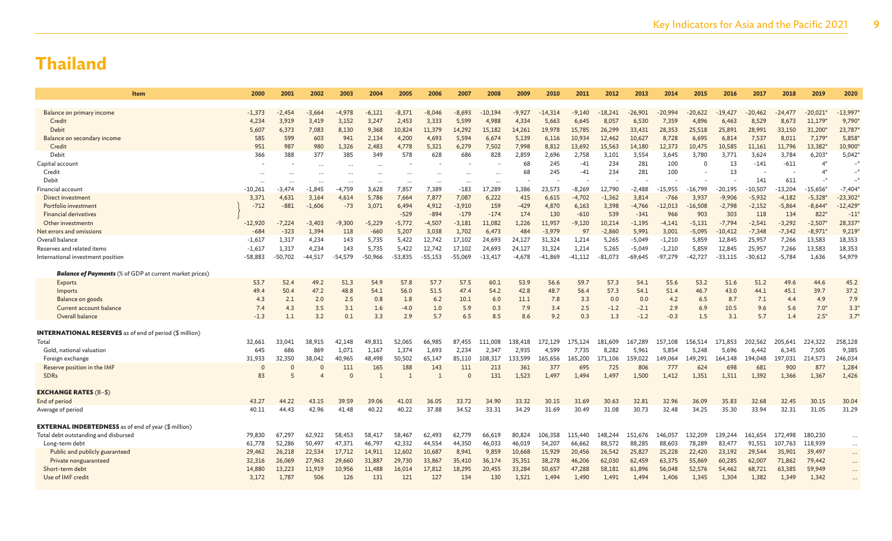# Thailand

| Item | 2000 | 2001 | 2002 | 2003 | 2004 | 2005 | 2006 | 2007 | 2008 | 2009 | 2010 | 2011 | 2012 | 2013 | 2014 | 2015 | 2016 | 2017 | 2018 | 2019 | 2020 |
|---|---|---|---|---|---|---|---|---|---|---|---|---|---|---|---|---|---|---|---|---|---|
| Balance on primary income | -1,373 | -2,454 | -3,664 | -4,978 | -6,121 | -8,371 | -8,046 | -8,693 | -10,194 | -9,927 | -14,314 | -9,140 | -18,241 | -26,901 | -20,994 | -20,622 | -19,427 | -20,462 | -24,477 | -20,021* | -13,997* |
| Credit | 4,234 | 3,919 | 3,419 | 3,152 | 3,247 | 2,453 | 3,333 | 5,599 | 4,988 | 4,334 | 5,663 | 6,645 | 8,057 | 6,530 | 7,359 | 4,896 | 6,463 | 8,529 | 8,673 | 11,179* | 9,790* |
| Debit | 5,607 | 6,373 | 7,083 | 8,130 | 9,368 | 10,824 | 11,379 | 14,292 | 15,182 | 14,261 | 19,978 | 15,785 | 26,299 | 33,431 | 28,353 | 25,518 | 25,891 | 28,991 | 33,150 | 31,200* | 23,787* |
| Balance on secondary income | 585 | 599 | 603 | 941 | 2,134 | 4,200 | 4,693 | 5,594 | 6,674 | 5,139 | 6,116 | 10,934 | 12,462 | 10,627 | 8,728 | 6,695 | 6,814 | 7,537 | 8,011 | 7,179* | 5,858* |
| Credit | 951 | 987 | 980 | 1,326 | 2,483 | 4,778 | 5,321 | 6,279 | 7,502 | 7,998 | 8,812 | 13,692 | 15,563 | 14,180 | 12,373 | 10,475 | 10,585 | 11,161 | 11,796 | 13,382* | 10,900* |
| Debit | 366 | 388 | 377 | 385 | 349 | 578 | 628 | 686 | 828 | 2,859 | 2,696 | 2,758 | 3,101 | 3,554 | 3,645 | 3,780 | 3,771 | 3,624 | 3,784 | 6,203* | 5,042* |
| Capital account | - | - | ... | ... | ... | ... | - | - | - | 68 | 245 | -41 | 234 | 281 | 100 | 0 | 13 | -141 | -611 | 4* | -* |
| Credit | ... | ... | ... | ... | ... | ... | ... | ... | ... | 68 | 245 | -41 | 234 | 281 | 100 | - | 13 | - | - | 4* | -* |
| Debit | ... | ... | ... | ... | ... | ... | ... | ... | ... | - | - | - | - | - | - | - | - | 141 | 611 | -* | -* |
| Financial account | -10,261 | -3,474 | -1,845 | -4,759 | 3,628 | 7,857 | 7,389 | -183 | 17,289 | 1,386 | 23,573 | -8,269 | 12,790 | -2,488 | -15,955 | -16,799 | -20,195 | -10,507 | -13,204 | -15,656* | -7,404* |
| Direct investment | 3,371 | 4,631 | 3,164 | 4,614 | 5,786 | 7,664 | 7,877 | 7,087 | 6,222 | 415 | 6,615 | -4,702 | -1,362 | 3,814 | -766 | 3,937 | -9,906 | -5,932 | -4,182 | -5,328* | -23,302* |
| Portfolio investment | -712 | -881 | -1,606 | -73 | 3,071 | 6,494 | 4,912 | -3,910 | 159 | -429 | 4,870 | 6,163 | 3,398 | -4,766 | -12,013 | -16,508 | -2,798 | -2,152 | -5,864 | -8,644* | -12,429* |
| Financial derivatives | | | | | | -529 | -894 | -179 | -174 | 174 | 130 | -610 | 539 | -341 | 966 | 903 | 303 | 118 | 134 | 822* | -11* |
| Other investmentn | -12,920 | -7,224 | -3,403 | -9,300 | -5,229 | -5,772 | -4,507 | -3,181 | 11,082 | 1,226 | 11,957 | -9,120 | 10,214 | -1,195 | -4,141 | -5,131 | -7,794 | -2,541 | -3,292 | -2,507* | 28,337* |
| Net errors and omissions | -684 | -323 | 1,394 | 118 | -660 | 5,207 | 3,038 | 1,702 | 6,473 | 484 | -3,979 | 97 | -2,860 | 5,991 | 3,001 | -5,095 | -10,412 | -7,348 | -7,342 | -8,971* | 9,219* |
| Overall balance | -1,617 | 1,317 | 4,234 | 143 | 5,735 | 5,422 | 12,742 | 17,102 | 24,693 | 24,127 | 31,324 | 1,214 | 5,265 | -5,049 | -1,210 | 5,859 | 12,845 | 25,957 | 7,266 | 13,583 | 18,353 |
| Reserves and related items | -1,617 | 1,317 | 4,234 | 143 | 5,735 | 5,422 | 12,742 | 17,102 | 24,693 | 24,127 | 31,324 | 1,214 | 5,265 | -5,049 | -1,210 | 5,859 | 12,845 | 25,957 | 7,266 | 13,583 | 18,353 |
| International investment position | -58,883 | -50,702 | -44,517 | -54,579 | -50,966 | -53,835 | -55,153 | -55,069 | -13,417 | -4,678 | -41,869 | -41,112 | -81,073 | -69,645 | -97,279 | -42,727 | -33,115 | -30,612 | -5,784 | 1,636 | 54,979 |
| ***Balance of Payments*** (% of GDP at current market prices) | | | | | | | | | | | | | | | | | | | | | |
| Exports | 53.7 | 52.4 | 49.2 | 51.3 | 54.9 | 57.8 | 57.7 | 57.5 | 60.1 | 53.9 | 56.6 | 59.7 | 57.3 | 54.1 | 55.6 | 53.2 | 51.6 | 51.2 | 49.6 | 44.6 | 45.2 |
| Imports | 49.4 | 50.4 | 47.2 | 48.8 | 54.1 | 56.0 | 51.5 | 47.4 | 54.2 | 42.8 | 48.7 | 56.4 | 57.3 | 54.1 | 51.4 | 46.7 | 43.0 | 44.1 | 45.1 | 39.7 | 37.2 |
| Balance on goods | 4.3 | 2.1 | 2.0 | 2.5 | 0.8 | 1.8 | 6.2 | 10.1 | 6.0 | 11.1 | 7.8 | 3.3 | 0.0 | 0.0 | 4.2 | 6.5 | 8.7 | 7.1 | 4.4 | 4.9 | 7.9 |
| Current account balance | 7.4 | 4.3 | 3.5 | 3.1 | 1.6 | -4.0 | 1.0 | 5.9 | 0.3 | 7.9 | 3.4 | 2.5 | -1.2 | -2.1 | 2.9 | 6.9 | 10.5 | 9.6 | 5.6 | 7.0* | 3.3* |
| Overall balance | -1.3 | 1.1 | 3.2 | 0.1 | 3.3 | 2.9 | 5.7 | 6.5 | 8.5 | 8.6 | 9.2 | 0.3 | 1.3 | -1.2 | -0.3 | 1.5 | 3.1 | 5.7 | 1.4 | 2.5* | 3.7* |
| **INTERNATIONAL RESERVES** as of end of period ($ million) | | | | | | | | | | | | | | | | | | | | | |
| Total | 32,661 | 33,041 | 38,915 | 42,148 | 49,831 | 52,065 | 66,985 | 87,455 | 111,008 | 138,418 | 172,129 | 175,124 | 181,609 | 167,289 | 157,108 | 156,514 | 171,853 | 202,562 | 205,641 | 224,322 | 258,128 |
| Gold, national valuation | 645 | 686 | 869 | 1,071 | 1,167 | 1,374 | 1,693 | 2,234 | 2,347 | 2,935 | 4,599 | 7,735 | 8,282 | 5,961 | 5,854 | 5,248 | 5,696 | 6,442 | 6,345 | 7,505 | 9,385 |
| Foreign exchange | 31,933 | 32,350 | 38,042 | 40,965 | 48,498 | 50,502 | 65,147 | 85,110 | 108,317 | 133,599 | 165,656 | 165,200 | 171,106 | 159,022 | 149,064 | 149,291 | 164,148 | 194,048 | 197,031 | 214,573 | 246,034 |
| Reserve position in the IMF | 0 | 0 | 0 | 111 | 165 | 188 | 143 | 111 | 213 | 361 | 377 | 695 | 725 | 806 | 777 | 624 | 698 | 681 | 900 | 877 | 1,284 |
| SDRs | 83 | 5 | 4 | 0 | 1 | 1 | 1 | 0 | 131 | 1,523 | 1,497 | 1,494 | 1,497 | 1,500 | 1,412 | 1,351 | 1,311 | 1,392 | 1,366 | 1,367 | 1,426 |
| **EXCHANGE RATES** (B–$) | | | | | | | | | | | | | | | | | | | | | |
| End of period | 43.27 | 44.22 | 43.15 | 39.59 | 39.06 | 41.03 | 36.05 | 33.72 | 34.90 | 33.32 | 30.15 | 31.69 | 30.63 | 32.81 | 32.96 | 36.09 | 35.83 | 32.68 | 32.45 | 30.15 | 30.04 |
| Average of period | 40.11 | 44.43 | 42.96 | 41.48 | 40.22 | 40.22 | 37.88 | 34.52 | 33.31 | 34.29 | 31.69 | 30.49 | 31.08 | 30.73 | 32.48 | 34.25 | 35.30 | 33.94 | 32.31 | 31.05 | 31.29 |
| **EXTERNAL INDEBTEDNESS** as of end of year ($ million) | | | | | | | | | | | | | | | | | | | | | |
| Total debt outstanding and disbursed | 79,830 | 67,297 | 62,922 | 58,453 | 58,417 | 58,467 | 62,493 | 62,779 | 66,619 | 80,824 | 106,358 | 115,440 | 148,244 | 151,676 | 146,057 | 132,209 | 139,244 | 161,654 | 172,498 | 180,230 | ... |
| Long-term debt | 61,778 | 52,286 | 50,497 | 47,371 | 46,797 | 42,332 | 44,554 | 44,350 | 46,033 | 46,019 | 54,207 | 66,662 | 88,572 | 88,285 | 88,603 | 78,289 | 83,477 | 91,551 | 107,763 | 118,939 | ... |
| Public and publicly guaranteed | 29,462 | 26,218 | 22,534 | 17,712 | 14,911 | 12,602 | 10,687 | 8,941 | 9,859 | 10,668 | 15,929 | 20,456 | 26,542 | 25,827 | 25,228 | 22,420 | 23,192 | 29,544 | 35,901 | 39,497 | ... |
| Private nonguaranteed | 32,316 | 26,069 | 27,963 | 29,660 | 31,887 | 29,730 | 33,867 | 35,410 | 36,174 | 35,351 | 38,278 | 46,206 | 62,030 | 62,459 | 63,375 | 55,869 | 60,285 | 62,007 | 71,862 | 79,442 | ... |
| Short-term debt | 14,880 | 13,223 | 11,919 | 10,956 | 11,488 | 16,014 | 17,812 | 18,295 | 20,455 | 33,284 | 50,657 | 47,288 | 58,181 | 61,896 | 56,048 | 52,576 | 54,462 | 68,721 | 63,385 | 59,949 | ... |
| Use of IMF credit | 3,172 | 1,787 | 506 | 126 | 131 | 121 | 127 | 134 | 130 | 1,521 | 1,494 | 1,490 | 1,491 | 1,494 | 1,406 | 1,345 | 1,304 | 1,382 | 1,349 | 1,342 | ... |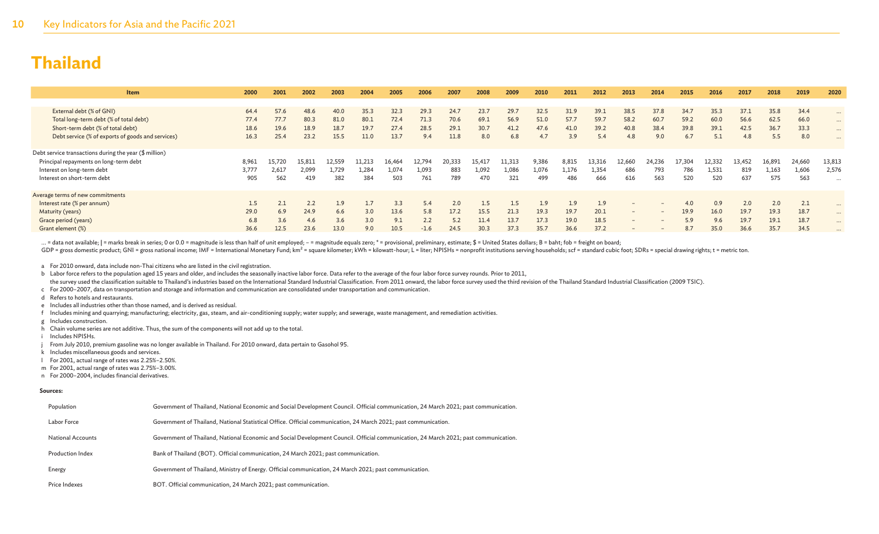# Thailand

| Item | 2000 | 2001 | 2002 | 2003 | 2004 | 2005 | 2006 | 2007 | 2008 | 2009 | 2010 | 2011 | 2012 | 2013 | 2014 | 2015 | 2016 | 2017 | 2018 | 2019 | 2020 |
|---|---|---|---|---|---|---|---|---|---|---|---|---|---|---|---|---|---|---|---|---|---|
| External debt (% of GNI) | 64.4 | 57.6 | 48.6 | 40.0 | 35.3 | 32.3 | 29.3 | 24.7 | 23.7 | 29.7 | 32.5 | 31.9 | 39.1 | 38.5 | 37.8 | 34.7 | 35.3 | 37.1 | 35.8 | 34.4 | … |
| Total long-term debt (% of total debt) | 77.4 | 77.7 | 80.3 | 81.0 | 80.1 | 72.4 | 71.3 | 70.6 | 69.1 | 56.9 | 51.0 | 57.7 | 59.7 | 58.2 | 60.7 | 59.2 | 60.0 | 56.6 | 62.5 | 66.0 | … |
| Short-term debt (% of total debt) | 18.6 | 19.6 | 18.9 | 18.7 | 19.7 | 27.4 | 28.5 | 29.1 | 30.7 | 41.2 | 47.6 | 41.0 | 39.2 | 40.8 | 38.4 | 39.8 | 39.1 | 42.5 | 36.7 | 33.3 | … |
| Debt service (% of exports of goods and services) | 16.3 | 25.4 | 23.2 | 15.5 | 11.0 | 13.7 | 9.4 | 11.8 | 8.0 | 6.8 | 4.7 | 3.9 | 5.4 | 4.8 | 9.0 | 6.7 | 5.1 | 4.8 | 5.5 | 8.0 | … |
| Debt service transactions during the year ($ million) | | | | | | | | | | | | | | | | | | | | | |
| Principal repayments on long-term debt | 8,961 | 15,720 | 15,811 | 12,559 | 11,213 | 16,464 | 12,794 | 20,333 | 15,417 | 11,313 | 9,386 | 8,815 | 13,316 | 12,660 | 24,236 | 17,304 | 12,332 | 13,452 | 16,891 | 24,660 | 13,813 |
| Interest on long-term debt | 3,777 | 2,617 | 2,099 | 1,729 | 1,284 | 1,074 | 1,093 | 883 | 1,092 | 1,086 | 1,076 | 1,176 | 1,354 | 686 | 793 | 786 | 1,531 | 819 | 1,163 | 1,606 | 2,576 |
| Interest on short-term debt | 905 | 562 | 419 | 382 | 384 | 503 | 761 | 789 | 470 | 321 | 499 | 486 | 666 | 616 | 563 | 520 | 520 | 637 | 575 | 563 | … |
| Average terms of new commitments | | | | | | | | | | | | | | | | | | | | | |
| Interest rate (% per annum) | 1.5 | 2.1 | 2.2 | 1.9 | 1.7 | 3.3 | 5.4 | 2.0 | 1.5 | 1.5 | 1.9 | 1.9 | 1.9 | – | – | 4.0 | 0.9 | 2.0 | 2.0 | 2.1 | … |
| Maturity (years) | 29.0 | 6.9 | 24.9 | 6.6 | 3.0 | 13.6 | 5.8 | 17.2 | 15.5 | 21.3 | 19.3 | 19.7 | 20.1 | – | – | 19.9 | 16.0 | 19.7 | 19.3 | 18.7 | … |
| Grace period (years) | 6.8 | 3.6 | 4.6 | 3.6 | 3.0 | 9.1 | 2.2 | 5.2 | 11.4 | 13.7 | 17.3 | 19.0 | 18.5 | – | – | 5.9 | 9.6 | 19.7 | 19.1 | 18.7 | … |
| Grant element (%) | 36.6 | 12.5 | 23.6 | 13.0 | 9.0 | 10.5 | -1.6 | 24.5 | 30.3 | 37.3 | 35.7 | 36.6 | 37.2 | – | – | 8.7 | 35.0 | 36.6 | 35.7 | 34.5 | … |

… = data not available; | = marks break in series; 0 or 0.0 = magnitude is less than half of unit employed; – = magnitude equals zero; * = provisional, preliminary, estimate; $ = United States dollars; B = baht; fob = freight on board;
GDP = gross domestic product; GNI = gross national income; IMF = International Monetary Fund; km² = square kilometer; kWh = kilowatt-hour; L = liter; NPISHs = nonprofit institutions serving households; scf = standard cubic foot; SDRs = special drawing rights; t = metric ton.

a For 2010 onward, data include non-Thai citizens who are listed in the civil registration.
b Labor force refers to the population aged 15 years and older, and includes the seasonally inactive labor force. Data refer to the average of the four labor force survey rounds. Prior to 2011, the survey used the classification suitable to Thailand's industries based on the International Standard Industrial Classification. From 2011 onward, the labor force survey used the third revision of the Thailand Standard Industrial Classification (2009 TSIC).
c For 2000–2007, data on transportation and storage and information and communication are consolidated under transportation and communication.
d Refers to hotels and restaurants.
e Includes all industries other than those named, and is derived as residual.
f Includes mining and quarrying; manufacturing; electricity, gas, steam, and air-conditioning supply; water supply; and sewerage, waste management, and remediation activities.
g Includes construction.
h Chain volume series are not additive. Thus, the sum of the components will not add up to the total.
i Includes NPISHs.
j From July 2010, premium gasoline was no longer available in Thailand. For 2010 onward, data pertain to Gasohol 95.
k Includes miscellaneous goods and services.
l For 2001, actual range of rates was 2.25%–2.50%.
m For 2001, actual range of rates was 2.75%–3.00%.
n For 2000–2004, includes financial derivatives.

**Sources:**

| | |
|---|---|
| Population | Government of Thailand, National Economic and Social Development Council. Official communication, 24 March 2021; past communication. |
| Labor Force | Government of Thailand, National Statistical Office. Official communication, 24 March 2021; past communication. |
| National Accounts | Government of Thailand, National Economic and Social Development Council. Official communication, 24 March 2021; past communication. |
| Production Index | Bank of Thailand (BOT). Official communication, 24 March 2021; past communication. |
| Energy | Government of Thailand, Ministry of Energy. Official communication, 24 March 2021; past communication. |
| Price Indexes | BOT. Official communication, 24 March 2021; past communication. |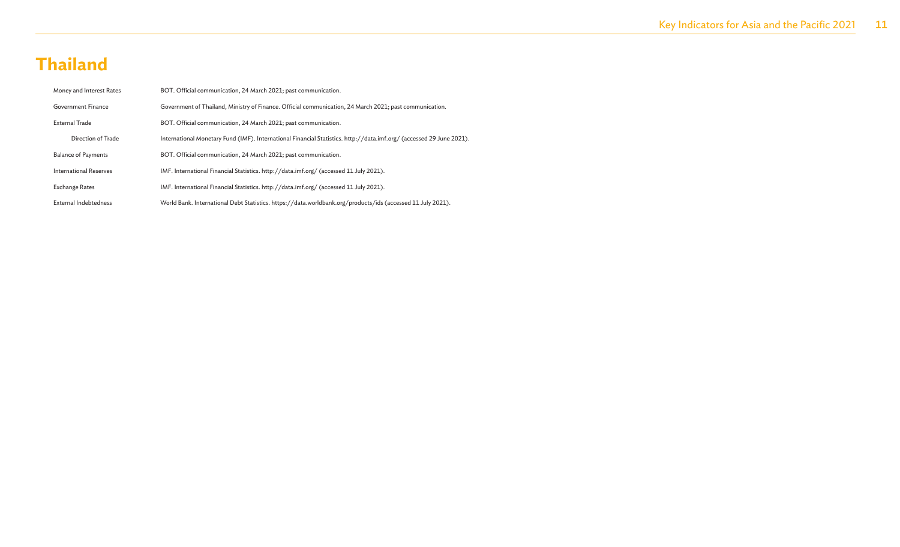# Thailand

| | |
|---|---|
| Money and Interest Rates | BOT. Official communication, 24 March 2021; past communication. |
| Government Finance | Government of Thailand, Ministry of Finance. Official communication, 24 March 2021; past communication. |
| External Trade | BOT. Official communication, 24 March 2021; past communication. |
| Direction of Trade | International Monetary Fund (IMF). International Financial Statistics. http://data.imf.org/ (accessed 29 June 2021). |
| Balance of Payments | BOT. Official communication, 24 March 2021; past communication. |
| International Reserves | IMF. International Financial Statistics. http://data.imf.org/ (accessed 11 July 2021). |
| Exchange Rates | IMF. International Financial Statistics. http://data.imf.org/ (accessed 11 July 2021). |
| External Indebtedness | World Bank. International Debt Statistics. https://data.worldbank.org/products/ids (accessed 11 July 2021). |